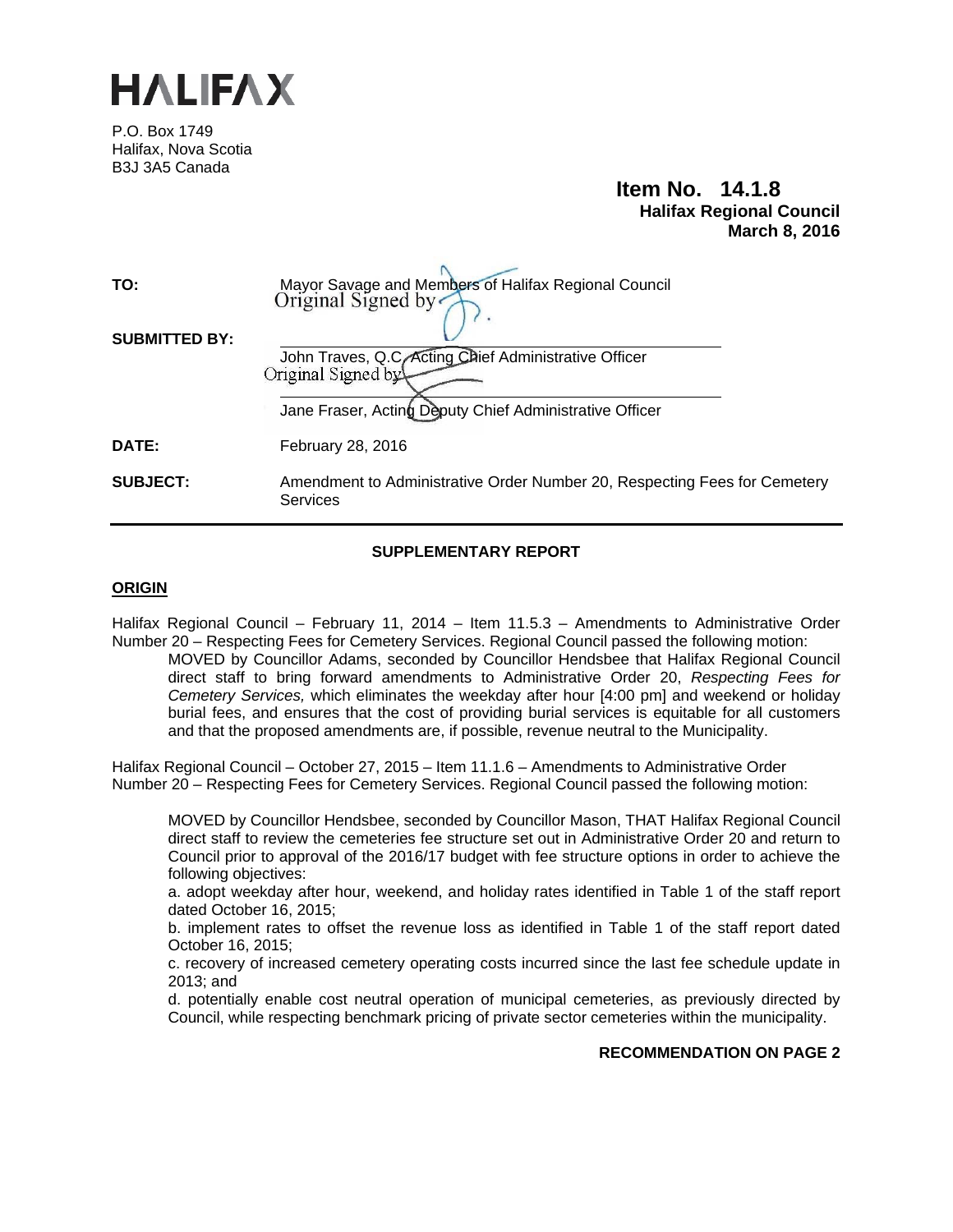# HALIFAX

P.O. Box 1749
Halifax, Nova Scotia
B3J 3A5 Canada

**Item No. 14.1.8**
**Halifax Regional Council**
**March 8, 2016**

| | |
|---|---|
| **TO:** | Mayor Savage and Members of Halifax Regional Council |
| **SUBMITTED BY:** | Original Signed by<br>John Traves, Q.C, Acting Chief Administrative Officer<br>Original Signed by<br>Jane Fraser, Acting Deputy Chief Administrative Officer |
| **DATE:** | February 28, 2016 |
| **SUBJECT:** | Amendment to Administrative Order Number 20, Respecting Fees for Cemetery Services |

**SUPPLEMENTARY REPORT**

## ORIGIN

Halifax Regional Council – February 11, 2014 – Item 11.5.3 – Amendments to Administrative Order Number 20 – Respecting Fees for Cemetery Services. Regional Council passed the following motion:

> MOVED by Councillor Adams, seconded by Councillor Hendsbee that Halifax Regional Council direct staff to bring forward amendments to Administrative Order 20, *Respecting Fees for Cemetery Services,* which eliminates the weekday after hour [4:00 pm] and weekend or holiday burial fees, and ensures that the cost of providing burial services is equitable for all customers and that the proposed amendments are, if possible, revenue neutral to the Municipality.

Halifax Regional Council – October 27, 2015 – Item 11.1.6 – Amendments to Administrative Order Number 20 – Respecting Fees for Cemetery Services. Regional Council passed the following motion:

> MOVED by Councillor Hendsbee, seconded by Councillor Mason, THAT Halifax Regional Council direct staff to review the cemeteries fee structure set out in Administrative Order 20 and return to Council prior to approval of the 2016/17 budget with fee structure options in order to achieve the following objectives:
>
> a. adopt weekday after hour, weekend, and holiday rates identified in Table 1 of the staff report dated October 16, 2015;
>
> b. implement rates to offset the revenue loss as identified in Table 1 of the staff report dated October 16, 2015;
>
> c. recovery of increased cemetery operating costs incurred since the last fee schedule update in 2013; and
>
> d. potentially enable cost neutral operation of municipal cemeteries, as previously directed by Council, while respecting benchmark pricing of private sector cemeteries within the municipality.

**RECOMMENDATION ON PAGE 2**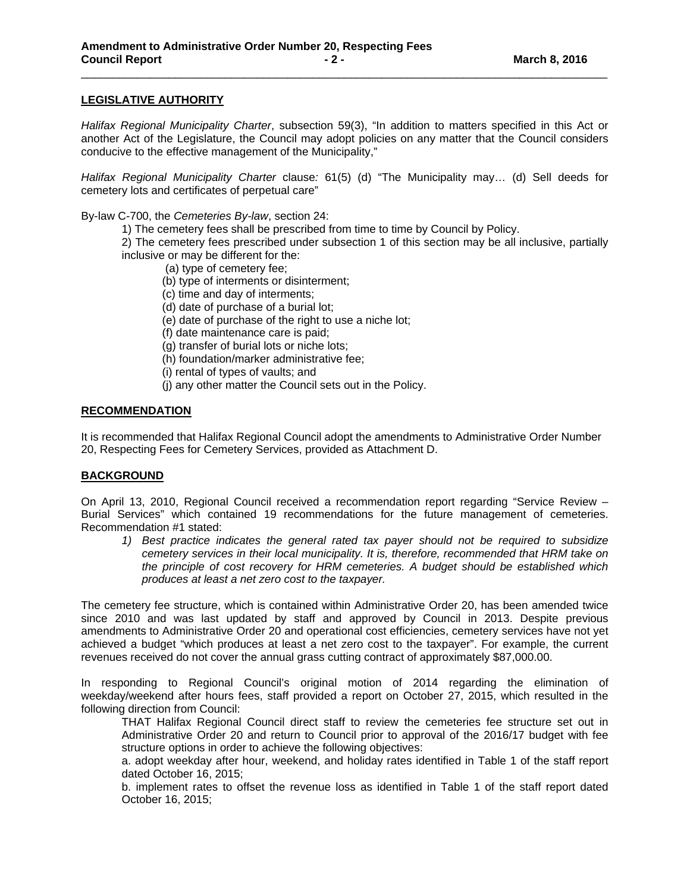## LEGISLATIVE AUTHORITY

*Halifax Regional Municipality Charter*, subsection 59(3), "In addition to matters specified in this Act or another Act of the Legislature, the Council may adopt policies on any matter that the Council considers conducive to the effective management of the Municipality,"

*Halifax Regional Municipality Charter* clause*:* 61(5) (d) "The Municipality may… (d) Sell deeds for cemetery lots and certificates of perpetual care"

By-law C-700, the *Cemeteries By-law*, section 24:

1) The cemetery fees shall be prescribed from time to time by Council by Policy.

2) The cemetery fees prescribed under subsection 1 of this section may be all inclusive, partially inclusive or may be different for the:

- (a) type of cemetery fee;
- (b) type of interments or disinterment;
- (c) time and day of interments;
- (d) date of purchase of a burial lot;
- (e) date of purchase of the right to use a niche lot;
- (f) date maintenance care is paid;
- (g) transfer of burial lots or niche lots;
- (h) foundation/marker administrative fee;
- (i) rental of types of vaults; and
- (j) any other matter the Council sets out in the Policy.

## RECOMMENDATION

It is recommended that Halifax Regional Council adopt the amendments to Administrative Order Number 20, Respecting Fees for Cemetery Services, provided as Attachment D.

## BACKGROUND

On April 13, 2010, Regional Council received a recommendation report regarding "Service Review – Burial Services" which contained 19 recommendations for the future management of cemeteries. Recommendation #1 stated:

1) *Best practice indicates the general rated tax payer should not be required to subsidize cemetery services in their local municipality. It is, therefore, recommended that HRM take on the principle of cost recovery for HRM cemeteries. A budget should be established which produces at least a net zero cost to the taxpayer.*

The cemetery fee structure, which is contained within Administrative Order 20, has been amended twice since 2010 and was last updated by staff and approved by Council in 2013. Despite previous amendments to Administrative Order 20 and operational cost efficiencies, cemetery services have not yet achieved a budget "which produces at least a net zero cost to the taxpayer". For example, the current revenues received do not cover the annual grass cutting contract of approximately $87,000.00.

In responding to Regional Council's original motion of 2014 regarding the elimination of weekday/weekend after hours fees, staff provided a report on October 27, 2015, which resulted in the following direction from Council:

THAT Halifax Regional Council direct staff to review the cemeteries fee structure set out in Administrative Order 20 and return to Council prior to approval of the 2016/17 budget with fee structure options in order to achieve the following objectives:

a. adopt weekday after hour, weekend, and holiday rates identified in Table 1 of the staff report dated October 16, 2015;

b. implement rates to offset the revenue loss as identified in Table 1 of the staff report dated October 16, 2015;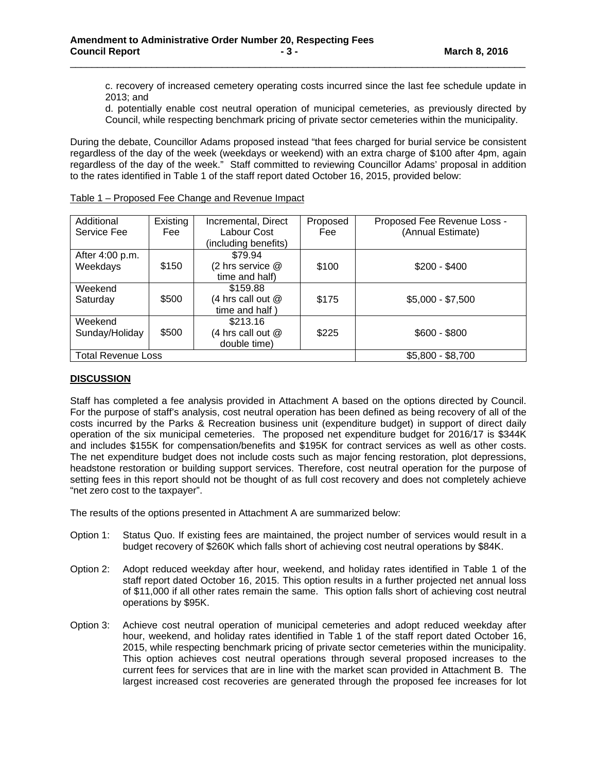c. recovery of increased cemetery operating costs incurred since the last fee schedule update in 2013; and

d. potentially enable cost neutral operation of municipal cemeteries, as previously directed by Council, while respecting benchmark pricing of private sector cemeteries within the municipality.

During the debate, Councillor Adams proposed instead "that fees charged for burial service be consistent regardless of the day of the week (weekdays or weekend) with an extra charge of $100 after 4pm, again regardless of the day of the week." Staff committed to reviewing Councillor Adams' proposal in addition to the rates identified in Table 1 of the staff report dated October 16, 2015, provided below:

Table 1 – Proposed Fee Change and Revenue Impact

| Additional Service Fee | Existing Fee | Incremental, Direct Labour Cost (including benefits) | Proposed Fee | Proposed Fee Revenue Loss - (Annual Estimate) |
|---|---|---|---|---|
| After 4:00 p.m. Weekdays | $150 | $79.94 (2 hrs service @ time and half) | $100 | $200 - $400 |
| Weekend Saturday | $500 | $159.88 (4 hrs call out @ time and half ) | $175 | $5,000 - $7,500 |
| Weekend Sunday/Holiday | $500 | $213.16 (4 hrs call out @ double time) | $225 | $600 - $800 |
| Total Revenue Loss | | | | $5,800 - $8,700 |

## DISCUSSION

Staff has completed a fee analysis provided in Attachment A based on the options directed by Council. For the purpose of staff's analysis, cost neutral operation has been defined as being recovery of all of the costs incurred by the Parks & Recreation business unit (expenditure budget) in support of direct daily operation of the six municipal cemeteries. The proposed net expenditure budget for 2016/17 is $344K and includes $155K for compensation/benefits and $195K for contract services as well as other costs. The net expenditure budget does not include costs such as major fencing restoration, plot depressions, headstone restoration or building support services. Therefore, cost neutral operation for the purpose of setting fees in this report should not be thought of as full cost recovery and does not completely achieve "net zero cost to the taxpayer".

The results of the options presented in Attachment A are summarized below:

Option 1: Status Quo. If existing fees are maintained, the project number of services would result in a budget recovery of $260K which falls short of achieving cost neutral operations by $84K.

Option 2: Adopt reduced weekday after hour, weekend, and holiday rates identified in Table 1 of the staff report dated October 16, 2015. This option results in a further projected net annual loss of $11,000 if all other rates remain the same. This option falls short of achieving cost neutral operations by $95K.

Option 3: Achieve cost neutral operation of municipal cemeteries and adopt reduced weekday after hour, weekend, and holiday rates identified in Table 1 of the staff report dated October 16, 2015, while respecting benchmark pricing of private sector cemeteries within the municipality. This option achieves cost neutral operations through several proposed increases to the current fees for services that are in line with the market scan provided in Attachment B. The largest increased cost recoveries are generated through the proposed fee increases for lot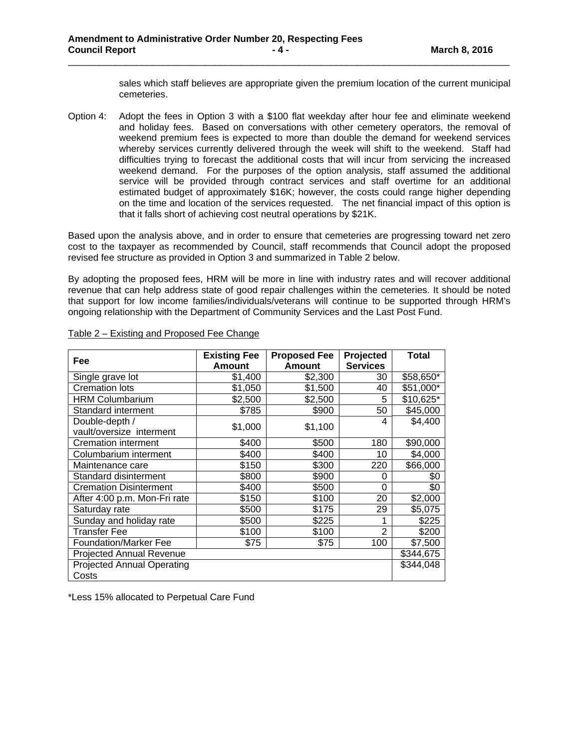sales which staff believes are appropriate given the premium location of the current municipal cemeteries.

Option 4: Adopt the fees in Option 3 with a $100 flat weekday after hour fee and eliminate weekend and holiday fees. Based on conversations with other cemetery operators, the removal of weekend premium fees is expected to more than double the demand for weekend services whereby services currently delivered through the week will shift to the weekend. Staff had difficulties trying to forecast the additional costs that will incur from servicing the increased weekend demand. For the purposes of the option analysis, staff assumed the additional service will be provided through contract services and staff overtime for an additional estimated budget of approximately $16K; however, the costs could range higher depending on the time and location of the services requested. The net financial impact of this option is that it falls short of achieving cost neutral operations by $21K.

Based upon the analysis above, and in order to ensure that cemeteries are progressing toward net zero cost to the taxpayer as recommended by Council, staff recommends that Council adopt the proposed revised fee structure as provided in Option 3 and summarized in Table 2 below.

By adopting the proposed fees, HRM will be more in line with industry rates and will recover additional revenue that can help address state of good repair challenges within the cemeteries. It should be noted that support for low income families/individuals/veterans will continue to be supported through HRM's ongoing relationship with the Department of Community Services and the Last Post Fund.

Table 2 – Existing and Proposed Fee Change

| Fee | Existing Fee Amount | Proposed Fee Amount | Projected Services | Total |
|---|---|---|---|---|
| Single grave lot | $1,400 | $2,300 | 30 | $58,650* |
| Cremation lots | $1,050 | $1,500 | 40 | $51,000* |
| HRM Columbarium | $2,500 | $2,500 | 5 | $10,625* |
| Standard interment | $785 | $900 | 50 | $45,000 |
| Double-depth / vault/oversize interment | $1,000 | $1,100 | 4 | $4,400 |
| Cremation interment | $400 | $500 | 180 | $90,000 |
| Columbarium interment | $400 | $400 | 10 | $4,000 |
| Maintenance care | $150 | $300 | 220 | $66,000 |
| Standard disinterment | $800 | $900 | 0 | $0 |
| Cremation Disinterment | $400 | $500 | 0 | $0 |
| After 4:00 p.m. Mon-Fri rate | $150 | $100 | 20 | $2,000 |
| Saturday rate | $500 | $175 | 29 | $5,075 |
| Sunday and holiday rate | $500 | $225 | 1 | $225 |
| Transfer Fee | $100 | $100 | 2 | $200 |
| Foundation/Marker Fee | $75 | $75 | 100 | $7,500 |
| Projected Annual Revenue | | | | $344,675 |
| Projected Annual Operating Costs | | | | $344,048 |

*Less 15% allocated to Perpetual Care Fund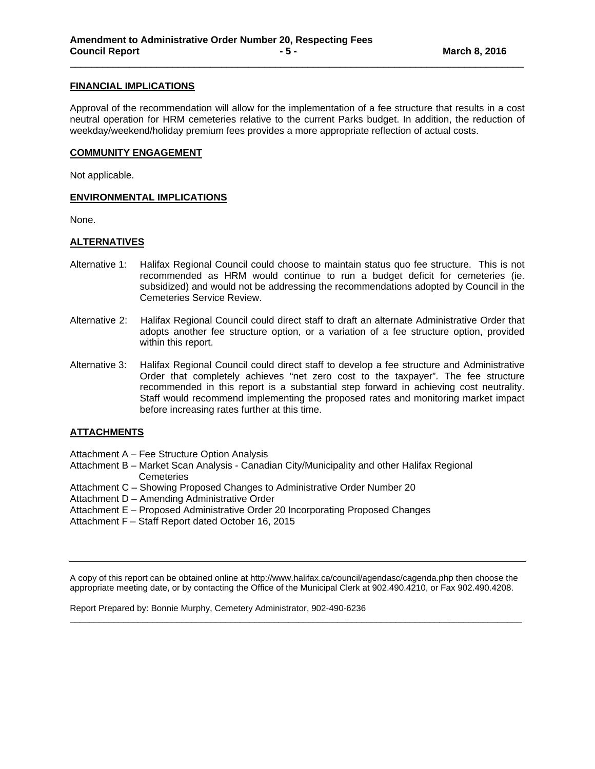## FINANCIAL IMPLICATIONS

Approval of the recommendation will allow for the implementation of a fee structure that results in a cost neutral operation for HRM cemeteries relative to the current Parks budget. In addition, the reduction of weekday/weekend/holiday premium fees provides a more appropriate reflection of actual costs.

## COMMUNITY ENGAGEMENT

Not applicable.

## ENVIRONMENTAL IMPLICATIONS

None.

## ALTERNATIVES

Alternative 1: Halifax Regional Council could choose to maintain status quo fee structure. This is not recommended as HRM would continue to run a budget deficit for cemeteries (ie. subsidized) and would not be addressing the recommendations adopted by Council in the Cemeteries Service Review.

Alternative 2: Halifax Regional Council could direct staff to draft an alternate Administrative Order that adopts another fee structure option, or a variation of a fee structure option, provided within this report.

Alternative 3: Halifax Regional Council could direct staff to develop a fee structure and Administrative Order that completely achieves "net zero cost to the taxpayer". The fee structure recommended in this report is a substantial step forward in achieving cost neutrality. Staff would recommend implementing the proposed rates and monitoring market impact before increasing rates further at this time.

## ATTACHMENTS

Attachment A – Fee Structure Option Analysis
Attachment B – Market Scan Analysis - Canadian City/Municipality and other Halifax Regional Cemeteries
Attachment C – Showing Proposed Changes to Administrative Order Number 20
Attachment D – Amending Administrative Order
Attachment E – Proposed Administrative Order 20 Incorporating Proposed Changes
Attachment F – Staff Report dated October 16, 2015

---

A copy of this report can be obtained online at http://www.halifax.ca/council/agendasc/cagenda.php then choose the appropriate meeting date, or by contacting the Office of the Municipal Clerk at 902.490.4210, or Fax 902.490.4208.

Report Prepared by: Bonnie Murphy, Cemetery Administrator, 902-490-6236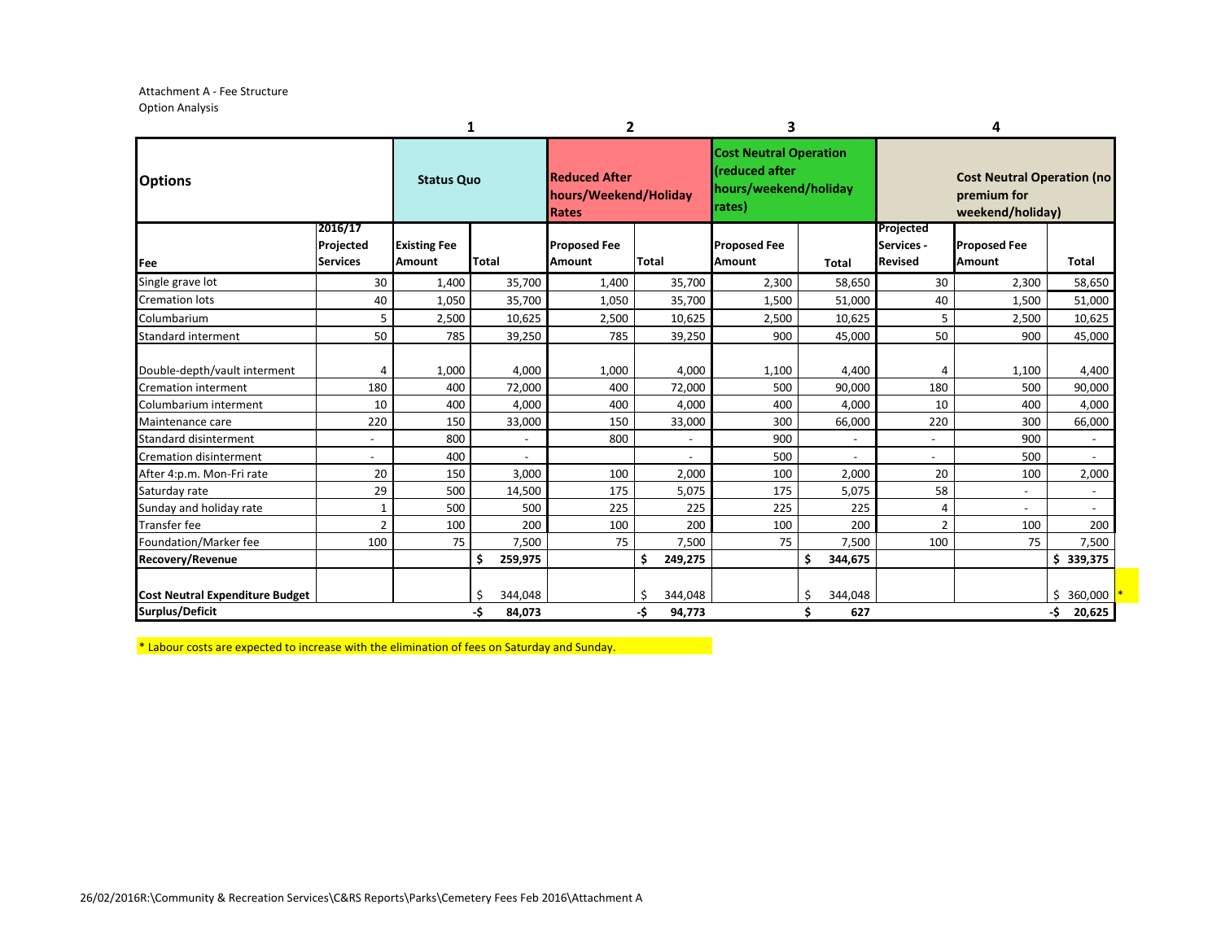Attachment A - Fee Structure
Option Analysis

| | | 1 | | 2 | | 3 | | 4 | | |
|---|---|---|---|---|---|---|---|---|---|---|
| **Options** | | **Status Quo** | | **Reduced After hours/Weekend/Holiday Rates** | | **Cost Neutral Operation (reduced after hours/weekend/holiday rates)** | | **Cost Neutral Operation (no premium for weekend/holiday)** | | |
| **Fee** | **2016/17 Projected Services** | **Existing Fee Amount** | **Total** | **Proposed Fee Amount** | **Total** | **Proposed Fee Amount** | **Total** | **Projected Services - Revised** | **Proposed Fee Amount** | **Total** |
| Single grave lot | 30 | 1,400 | 35,700 | 1,400 | 35,700 | 2,300 | 58,650 | 30 | 2,300 | 58,650 |
| Cremation lots | 40 | 1,050 | 35,700 | 1,050 | 35,700 | 1,500 | 51,000 | 40 | 1,500 | 51,000 |
| Columbarium | 5 | 2,500 | 10,625 | 2,500 | 10,625 | 2,500 | 10,625 | 5 | 2,500 | 10,625 |
| Standard interment | 50 | 785 | 39,250 | 785 | 39,250 | 900 | 45,000 | 50 | 900 | 45,000 |
| Double-depth/vault interment | 4 | 1,000 | 4,000 | 1,000 | 4,000 | 1,100 | 4,400 | 4 | 1,100 | 4,400 |
| Cremation interment | 180 | 400 | 72,000 | 400 | 72,000 | 500 | 90,000 | 180 | 500 | 90,000 |
| Columbarium interment | 10 | 400 | 4,000 | 400 | 4,000 | 400 | 4,000 | 10 | 400 | 4,000 |
| Maintenance care | 220 | 150 | 33,000 | 150 | 33,000 | 300 | 66,000 | 220 | 300 | 66,000 |
| Standard disinterment | - | 800 | - | 800 | - | 900 | - | - | 900 | - |
| Cremation disinterment | - | 400 | - | | - | 500 | - | - | 500 | - |
| After 4:p.m. Mon-Fri rate | 20 | 150 | 3,000 | 100 | 2,000 | 100 | 2,000 | 20 | 100 | 2,000 |
| Saturday rate | 29 | 500 | 14,500 | 175 | 5,075 | 175 | 5,075 | 58 | - | - |
| Sunday and holiday rate | 1 | 500 | 500 | 225 | 225 | 225 | 225 | 4 | - | - |
| Transfer fee | 2 | 100 | 200 | 100 | 200 | 100 | 200 | 2 | 100 | 200 |
| Foundation/Marker fee | 100 | 75 | 7,500 | 75 | 7,500 | 75 | 7,500 | 100 | 75 | 7,500 |
| **Recovery/Revenue** | | | **$ 259,975** | | **$ 249,275** | | **$ 344,675** | | | **$ 339,375** |
| **Cost Neutral Expenditure Budget** | | | $ 344,048 | | $ 344,048 | | $ 344,048 | | | $ 360,000 * |
| **Surplus/Deficit** | | | **-$ 84,073** | | **-$ 94,773** | | **$ 627** | | | **-$ 20,625** |

* Labour costs are expected to increase with the elimination of fees on Saturday and Sunday.

26/02/2016R:\Community & Recreation Services\C&RS Reports\Parks\Cemetery Fees Feb 2016\Attachment A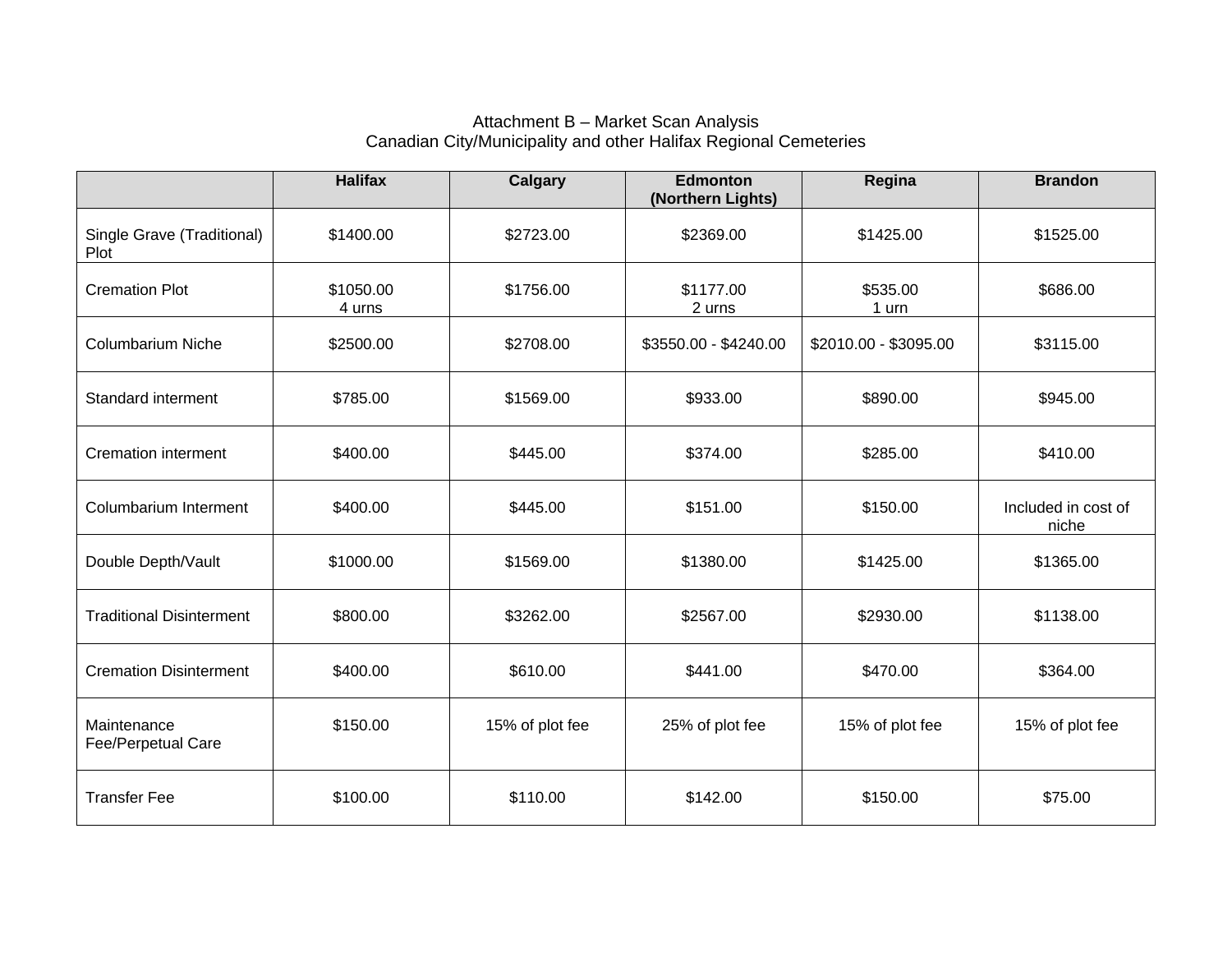Attachment B – Market Scan Analysis
Canadian City/Municipality and other Halifax Regional Cemeteries

| | Halifax | Calgary | Edmonton (Northern Lights) | Regina | Brandon |
|---|---|---|---|---|---|
| Single Grave (Traditional) Plot | $1400.00 | $2723.00 | $2369.00 | $1425.00 | $1525.00 |
| Cremation Plot | $1050.00 4 urns | $1756.00 | $1177.00 2 urns | $535.00 1 urn | $686.00 |
| Columbarium Niche | $2500.00 | $2708.00 | $3550.00 - $4240.00 | $2010.00 - $3095.00 | $3115.00 |
| Standard interment | $785.00 | $1569.00 | $933.00 | $890.00 | $945.00 |
| Cremation interment | $400.00 | $445.00 | $374.00 | $285.00 | $410.00 |
| Columbarium Interment | $400.00 | $445.00 | $151.00 | $150.00 | Included in cost of niche |
| Double Depth/Vault | $1000.00 | $1569.00 | $1380.00 | $1425.00 | $1365.00 |
| Traditional Disinterment | $800.00 | $3262.00 | $2567.00 | $2930.00 | $1138.00 |
| Cremation Disinterment | $400.00 | $610.00 | $441.00 | $470.00 | $364.00 |
| Maintenance Fee/Perpetual Care | $150.00 | 15% of plot fee | 25% of plot fee | 15% of plot fee | 15% of plot fee |
| Transfer Fee | $100.00 | $110.00 | $142.00 | $150.00 | $75.00 |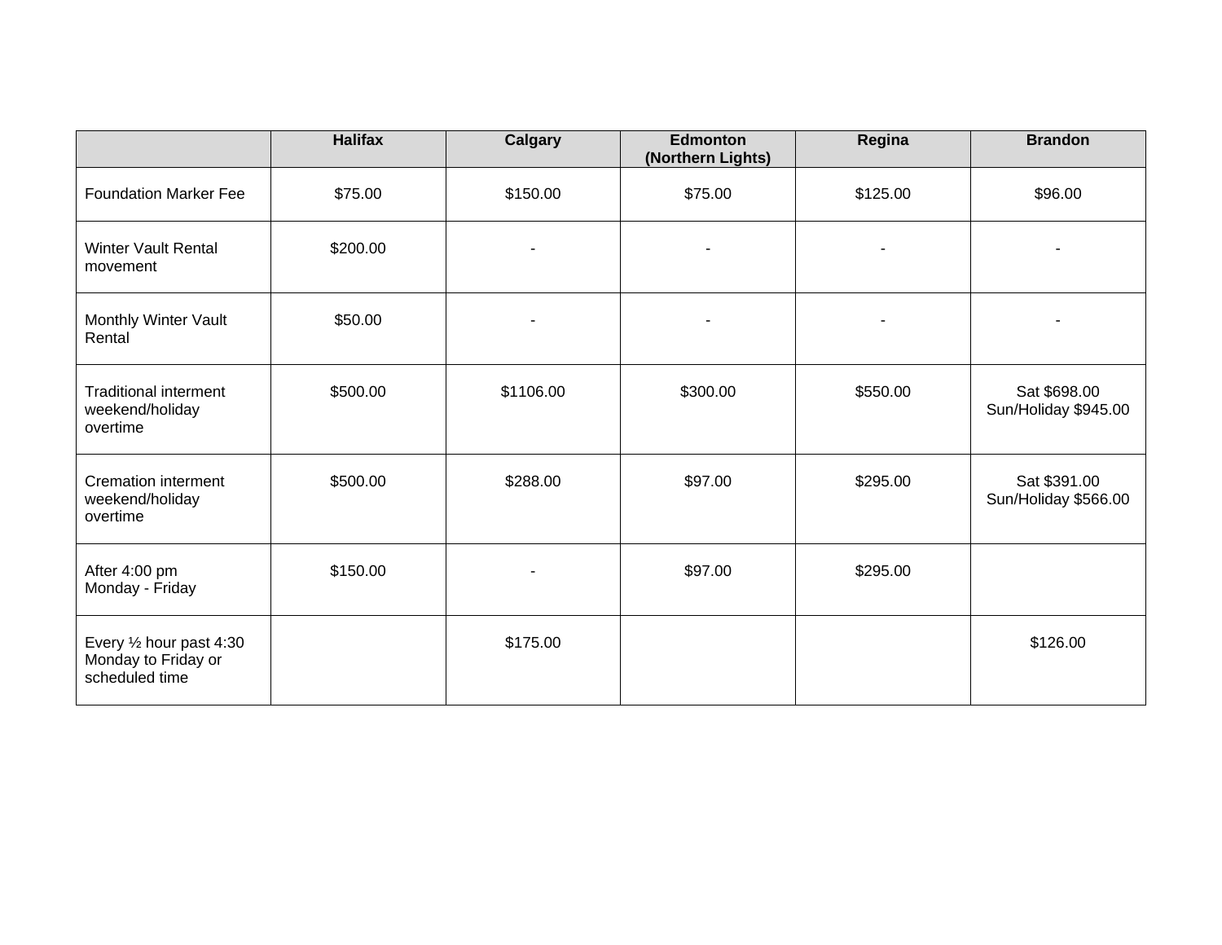| | Halifax | Calgary | Edmonton (Northern Lights) | Regina | Brandon |
|---|---|---|---|---|---|
| Foundation Marker Fee | $75.00 | $150.00 | $75.00 | $125.00 | $96.00 |
| Winter Vault Rental movement | $200.00 | - | - | - | - |
| Monthly Winter Vault Rental | $50.00 | - | - | - | - |
| Traditional interment weekend/holiday overtime | $500.00 | $1106.00 | $300.00 | $550.00 | Sat $698.00<br>Sun/Holiday $945.00 |
| Cremation interment weekend/holiday overtime | $500.00 | $288.00 | $97.00 | $295.00 | Sat $391.00<br>Sun/Holiday $566.00 |
| After 4:00 pm Monday - Friday | $150.00 | - | $97.00 | $295.00 | |
| Every ½ hour past 4:30 Monday to Friday or scheduled time | | $175.00 | | | $126.00 |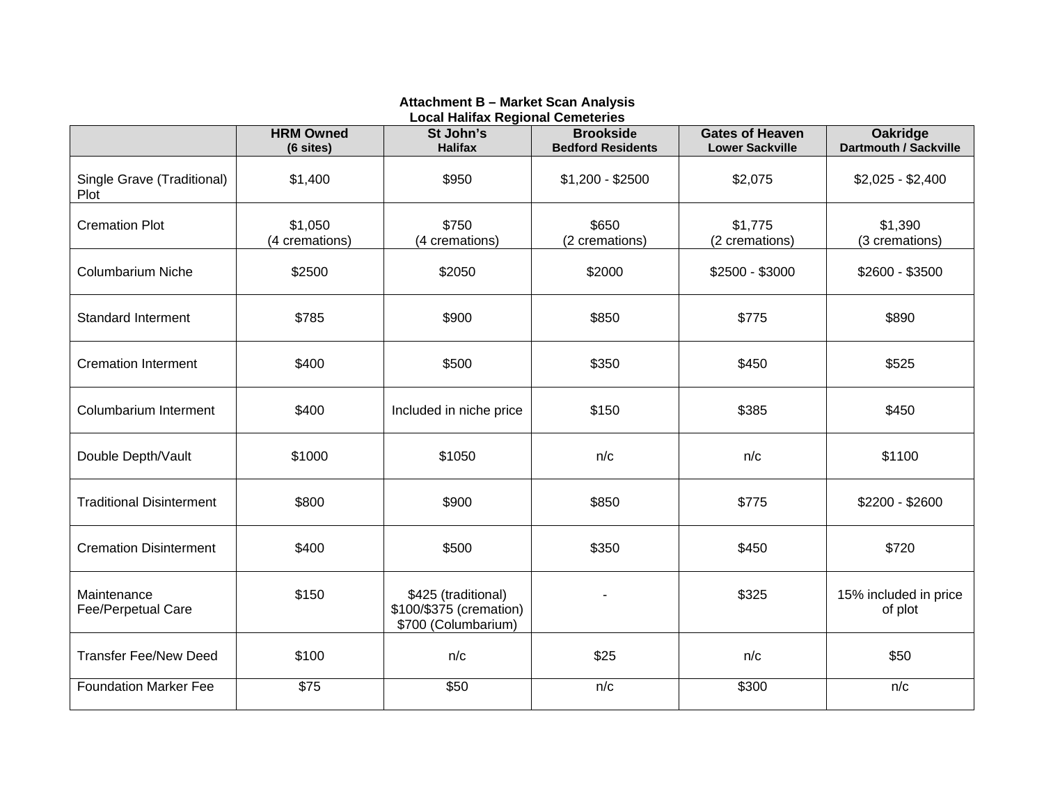**Attachment B – Market Scan Analysis**
**Local Halifax Regional Cemeteries**

| | **HRM Owned** **(6 sites)** | **St John's** **Halifax** | **Brookside** **Bedford Residents** | **Gates of Heaven** **Lower Sackville** | **Oakridge** **Dartmouth / Sackville** |
|---|---|---|---|---|---|
| Single Grave (Traditional) Plot | $1,400 | $950 | $1,200 - $2500 | $2,075 | $2,025 - $2,400 |
| Cremation Plot | $1,050 (4 cremations) | $750 (4 cremations) | $650 (2 cremations) | $1,775 (2 cremations) | $1,390 (3 cremations) |
| Columbarium Niche | $2500 | $2050 | $2000 | $2500 - $3000 | $2600 - $3500 |
| Standard Interment | $785 | $900 | $850 | $775 | $890 |
| Cremation Interment | $400 | $500 | $350 | $450 | $525 |
| Columbarium Interment | $400 | Included in niche price | $150 | $385 | $450 |
| Double Depth/Vault | $1000 | $1050 | n/c | n/c | $1100 |
| Traditional Disinterment | $800 | $900 | $850 | $775 | $2200 - $2600 |
| Cremation Disinterment | $400 | $500 | $350 | $450 | $720 |
| Maintenance Fee/Perpetual Care | $150 | $425 (traditional) $100/$375 (cremation) $700 (Columbarium) | - | $325 | 15% included in price of plot |
| Transfer Fee/New Deed | $100 | n/c | $25 | n/c | $50 |
| Foundation Marker Fee | $75 | $50 | n/c | $300 | n/c |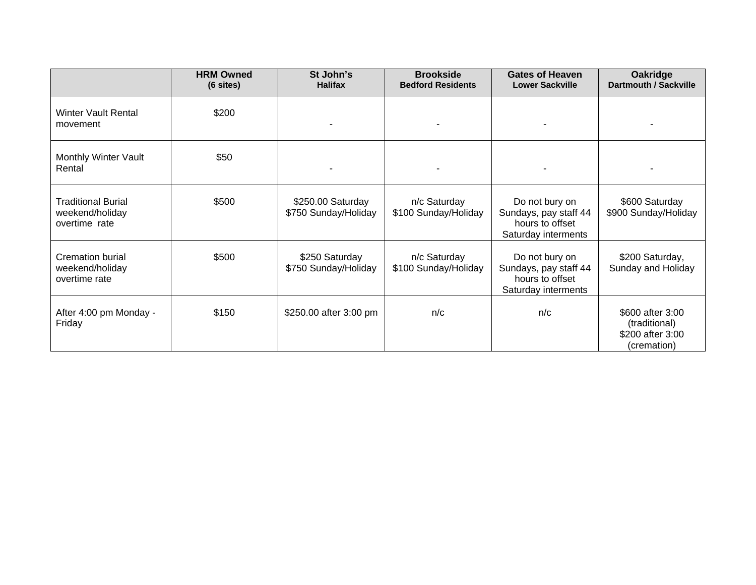| | **HRM Owned** **(6 sites)** | **St John's** **Halifax** | **Brookside** **Bedford Residents** | **Gates of Heaven** **Lower Sackville** | **Oakridge** **Dartmouth / Sackville** |
|---|---|---|---|---|---|
| Winter Vault Rental movement | $200 | - | - | - | - |
| Monthly Winter Vault Rental | $50 | - | - | - | - |
| Traditional Burial weekend/holiday overtime rate | $500 | $250.00 Saturday $750 Sunday/Holiday | n/c Saturday $100 Sunday/Holiday | Do not bury on Sundays, pay staff 44 hours to offset Saturday interments | $600 Saturday $900 Sunday/Holiday |
| Cremation burial weekend/holiday overtime rate | $500 | $250 Saturday $750 Sunday/Holiday | n/c Saturday $100 Sunday/Holiday | Do not bury on Sundays, pay staff 44 hours to offset Saturday interments | $200 Saturday, Sunday and Holiday |
| After 4:00 pm Monday - Friday | $150 | $250.00 after 3:00 pm | n/c | n/c | $600 after 3:00 (traditional) $200 after 3:00 (cremation) |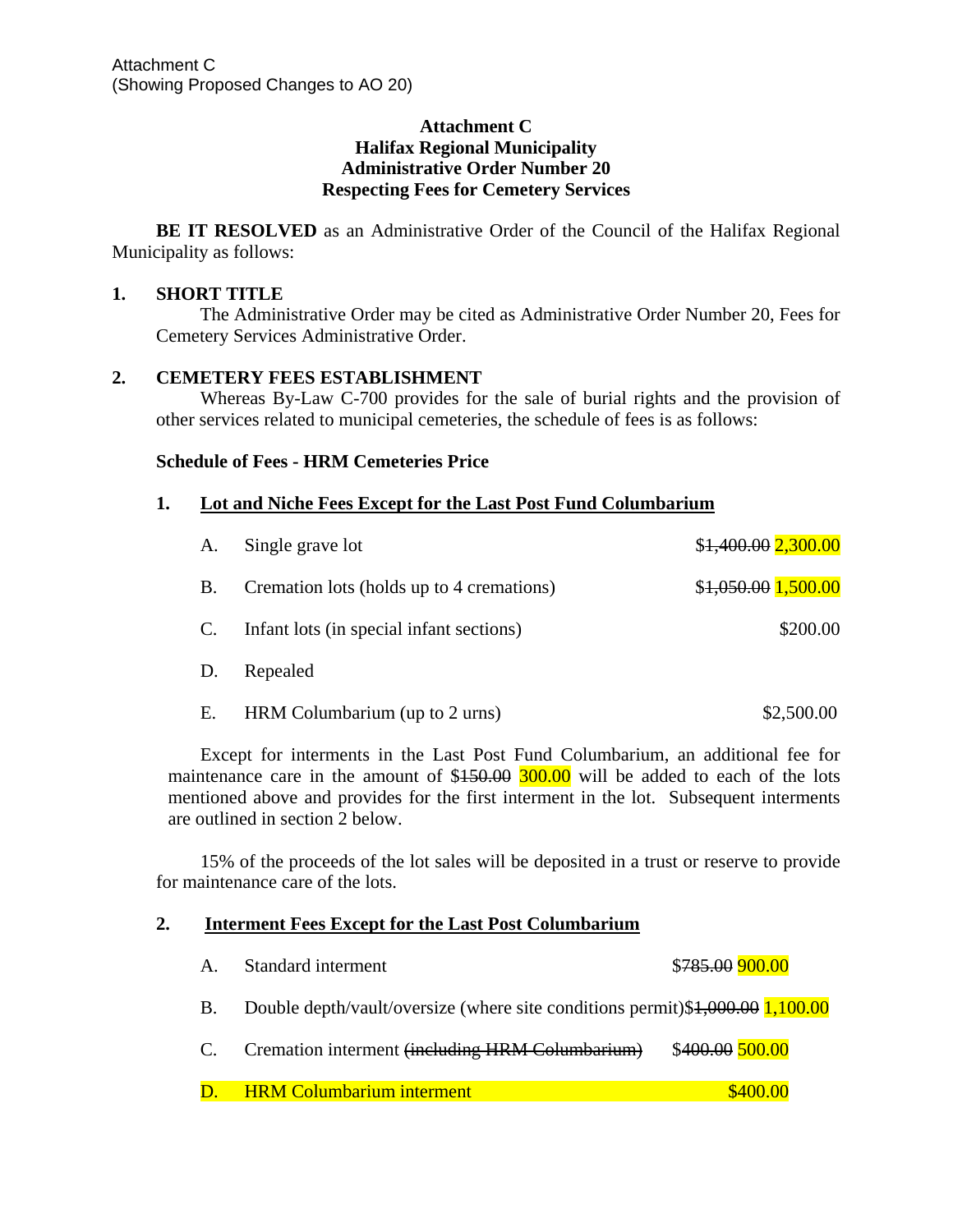Attachment C
(Showing Proposed Changes to AO 20)

**Attachment C**
**Halifax Regional Municipality**
**Administrative Order Number 20**
**Respecting Fees for Cemetery Services**

**BE IT RESOLVED** as an Administrative Order of the Council of the Halifax Regional Municipality as follows:

## 1. SHORT TITLE

The Administrative Order may be cited as Administrative Order Number 20, Fees for Cemetery Services Administrative Order.

## 2. CEMETERY FEES ESTABLISHMENT

Whereas By-Law C-700 provides for the sale of burial rights and the provision of other services related to municipal cemeteries, the schedule of fees is as follows:

**Schedule of Fees - HRM Cemeteries Price**

### 1. Lot and Niche Fees Except for the Last Post Fund Columbarium

| | | |
|---|---|---|
| A. | Single grave lot | $~~1,400.00~~ 2,300.00 |
| B. | Cremation lots (holds up to 4 cremations) | $~~1,050.00~~ 1,500.00 |
| C. | Infant lots (in special infant sections) | $200.00 |
| D. | Repealed | |
| E. | HRM Columbarium (up to 2 urns) | $2,500.00 |

Except for interments in the Last Post Fund Columbarium, an additional fee for maintenance care in the amount of $~~150.00~~ 300.00 will be added to each of the lots mentioned above and provides for the first interment in the lot. Subsequent interments are outlined in section 2 below.

15% of the proceeds of the lot sales will be deposited in a trust or reserve to provide for maintenance care of the lots.

### 2. Interment Fees Except for the Last Post Columbarium

| | | |
|---|---|---|
| A. | Standard interment | $~~785.00~~ 900.00 |
| B. | Double depth/vault/oversize (where site conditions permit) | $~~1,000.00~~ 1,100.00 |
| C. | Cremation interment ~~(including HRM Columbarium)~~ | $~~400.00~~ 500.00 |
| D. | HRM Columbarium interment | $400.00 |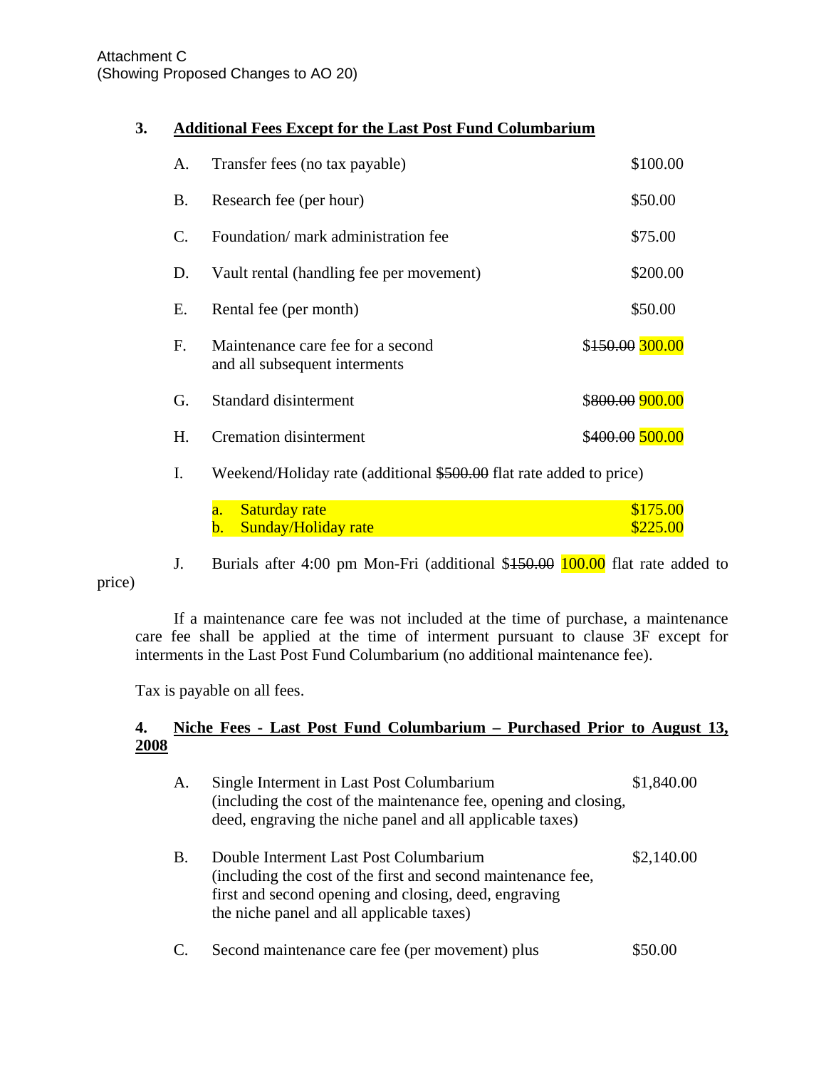Attachment C
(Showing Proposed Changes to AO 20)

**3. Additional Fees Except for the Last Post Fund Columbarium**

| | | |
|---|---|---|
| A. | Transfer fees (no tax payable) | $100.00 |
| B. | Research fee (per hour) | $50.00 |
| C. | Foundation/ mark administration fee | $75.00 |
| D. | Vault rental (handling fee per movement) | $200.00 |
| E. | Rental fee (per month) | $50.00 |
| F. | Maintenance care fee for a second and all subsequent interments | $~~150.00~~ 300.00 |
| G. | Standard disinterment | $~~800.00~~ 900.00 |
| H. | Cremation disinterment | $~~400.00~~ 500.00 |

I. Weekend/Holiday rate (additional ~~$500.00~~ flat rate added to price)

| | | |
|---|---|---|
| a. | Saturday rate | $175.00 |
| b. | Sunday/Holiday rate | $225.00 |

J. Burials after 4:00 pm Mon-Fri (additional $~~150.00~~ 100.00 flat rate added to price)

If a maintenance care fee was not included at the time of purchase, a maintenance care fee shall be applied at the time of interment pursuant to clause 3F except for interments in the Last Post Fund Columbarium (no additional maintenance fee).

Tax is payable on all fees.

**4. Niche Fees - Last Post Fund Columbarium – Purchased Prior to August 13, 2008**

| | | |
|---|---|---|
| A. | Single Interment in Last Post Columbarium (including the cost of the maintenance fee, opening and closing, deed, engraving the niche panel and all applicable taxes) | $1,840.00 |
| B. | Double Interment Last Post Columbarium (including the cost of the first and second maintenance fee, first and second opening and closing, deed, engraving the niche panel and all applicable taxes) | $2,140.00 |
| C. | Second maintenance care fee (per movement) plus | $50.00 |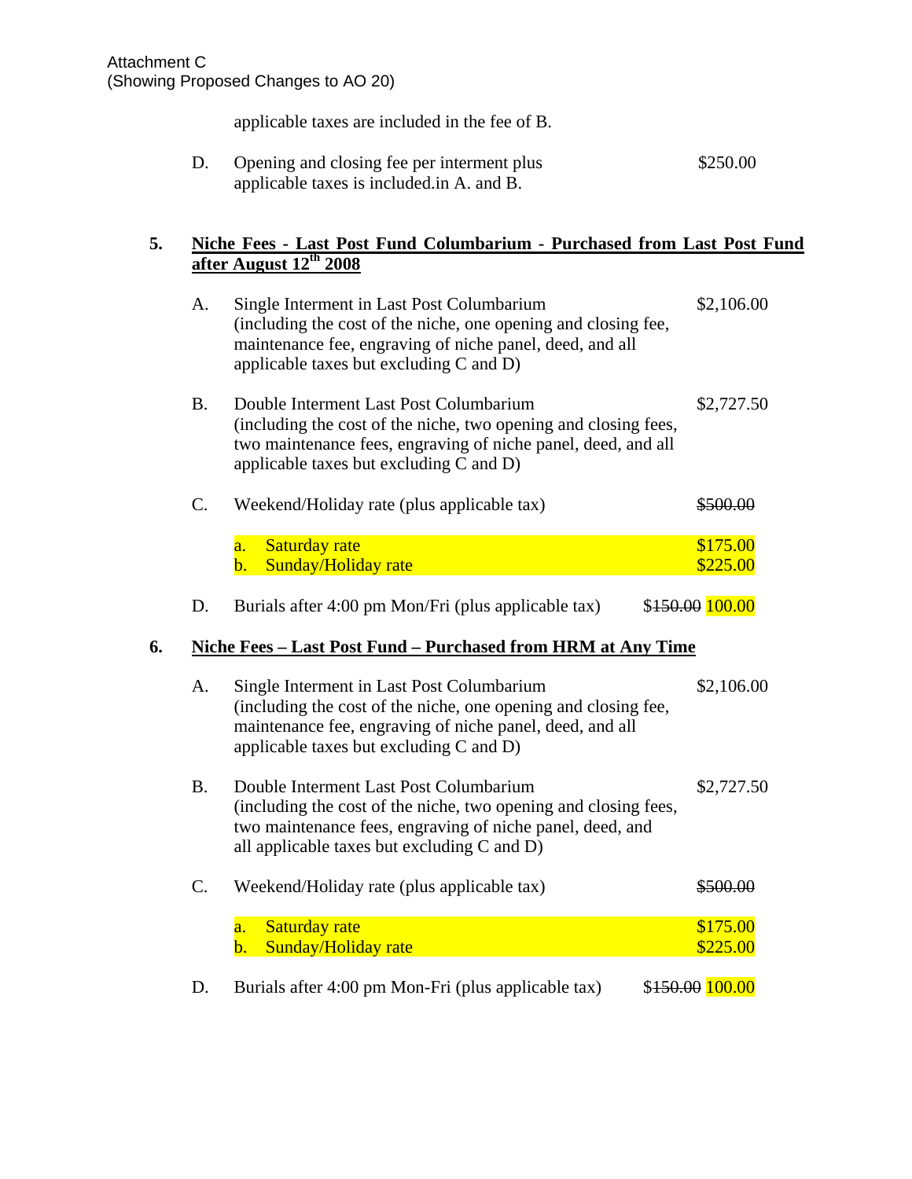Attachment C
(Showing Proposed Changes to AO 20)

applicable taxes are included in the fee of B.

D. Opening and closing fee per interment plus applicable taxes is included.in A. and B. — $250.00

**5. Niche Fees - Last Post Fund Columbarium - Purchased from Last Post Fund after August 12th 2008**

A. Single Interment in Last Post Columbarium (including the cost of the niche, one opening and closing fee, maintenance fee, engraving of niche panel, deed, and all applicable taxes but excluding C and D) — $2,106.00

B. Double Interment Last Post Columbarium (including the cost of the niche, two opening and closing fees, two maintenance fees, engraving of niche panel, deed, and all applicable taxes but excluding C and D) — $2,727.50

C. Weekend/Holiday rate (plus applicable tax) — ~~$500.00~~

- a. Saturday rate — $175.00
- b. Sunday/Holiday rate — $225.00

D. Burials after 4:00 pm Mon/Fri (plus applicable tax) — $~~150.00~~ 100.00

**6. Niche Fees – Last Post Fund – Purchased from HRM at Any Time**

A. Single Interment in Last Post Columbarium (including the cost of the niche, one opening and closing fee, maintenance fee, engraving of niche panel, deed, and all applicable taxes but excluding C and D) — $2,106.00

B. Double Interment Last Post Columbarium (including the cost of the niche, two opening and closing fees, two maintenance fees, engraving of niche panel, deed, and all applicable taxes but excluding C and D) — $2,727.50

C. Weekend/Holiday rate (plus applicable tax) — ~~$500.00~~

- a. Saturday rate — $175.00
- b. Sunday/Holiday rate — $225.00

D. Burials after 4:00 pm Mon-Fri (plus applicable tax) — $~~150.00~~ 100.00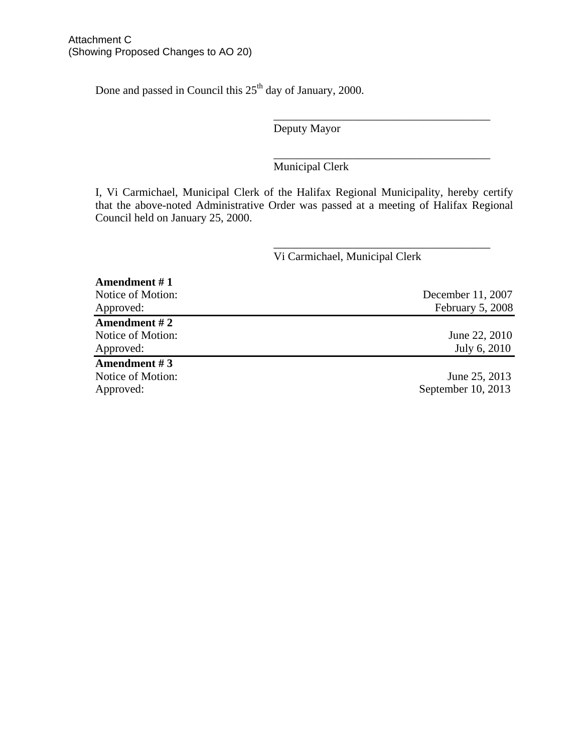Attachment C
(Showing Proposed Changes to AO 20)

Done and passed in Council this 25th day of January, 2000.

\_\_\_\_\_\_\_\_\_\_\_\_\_\_\_\_\_\_\_\_\_\_\_\_\_\_\_\_\_\_\_\_\_\_\_\_\_\_
Deputy Mayor

\_\_\_\_\_\_\_\_\_\_\_\_\_\_\_\_\_\_\_\_\_\_\_\_\_\_\_\_\_\_\_\_\_\_\_\_\_\_
Municipal Clerk

I, Vi Carmichael, Municipal Clerk of the Halifax Regional Municipality, hereby certify that the above-noted Administrative Order was passed at a meeting of Halifax Regional Council held on January 25, 2000.

\_\_\_\_\_\_\_\_\_\_\_\_\_\_\_\_\_\_\_\_\_\_\_\_\_\_\_\_\_\_\_\_\_\_\_\_\_\_
Vi Carmichael, Municipal Clerk

| **Amendment # 1** | |
|---|---|
| Notice of Motion: | December 11, 2007 |
| Approved: | February 5, 2008 |
| **Amendment # 2** | |
| Notice of Motion: | June 22, 2010 |
| Approved: | July 6, 2010 |
| **Amendment # 3** | |
| Notice of Motion: | June 25, 2013 |
| Approved: | September 10, 2013 |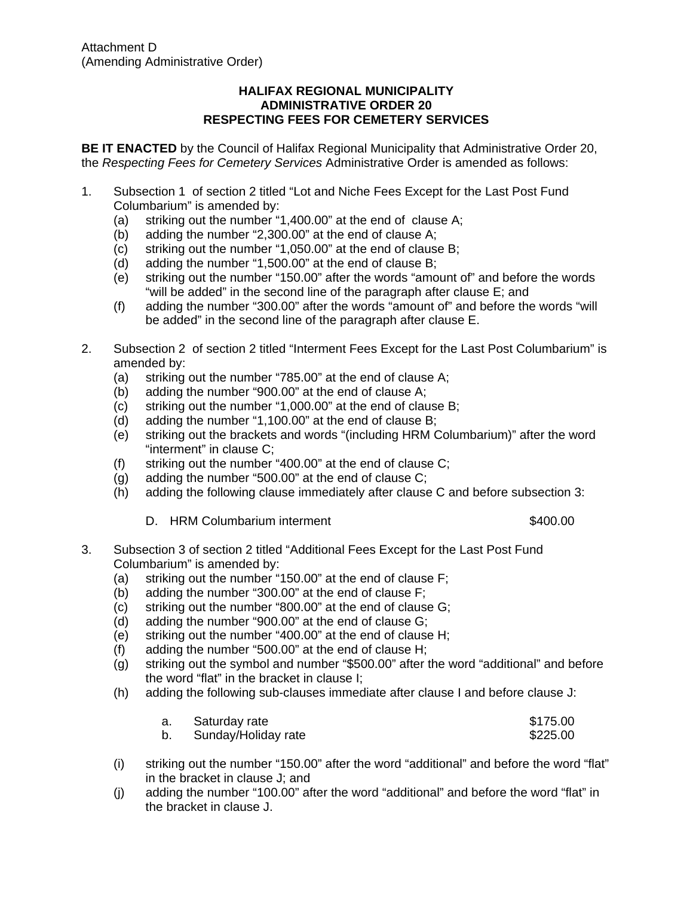Attachment D
(Amending Administrative Order)

**HALIFAX REGIONAL MUNICIPALITY**
**ADMINISTRATIVE ORDER 20**
**RESPECTING FEES FOR CEMETERY SERVICES**

**BE IT ENACTED** by the Council of Halifax Regional Municipality that Administrative Order 20, the *Respecting Fees for Cemetery Services* Administrative Order is amended as follows:

1. Subsection 1 of section 2 titled "Lot and Niche Fees Except for the Last Post Fund Columbarium" is amended by:
   (a) striking out the number "1,400.00" at the end of clause A;
   (b) adding the number "2,300.00" at the end of clause A;
   (c) striking out the number "1,050.00" at the end of clause B;
   (d) adding the number "1,500.00" at the end of clause B;
   (e) striking out the number "150.00" after the words "amount of" and before the words "will be added" in the second line of the paragraph after clause E; and
   (f) adding the number "300.00" after the words "amount of" and before the words "will be added" in the second line of the paragraph after clause E.

2. Subsection 2 of section 2 titled "Interment Fees Except for the Last Post Columbarium" is amended by:
   (a) striking out the number "785.00" at the end of clause A;
   (b) adding the number "900.00" at the end of clause A;
   (c) striking out the number "1,000.00" at the end of clause B;
   (d) adding the number "1,100.00" at the end of clause B;
   (e) striking out the brackets and words "(including HRM Columbarium)" after the word "interment" in clause C;
   (f) striking out the number "400.00" at the end of clause C;
   (g) adding the number "500.00" at the end of clause C;
   (h) adding the following clause immediately after clause C and before subsection 3:

   D. HRM Columbarium interment $400.00

3. Subsection 3 of section 2 titled "Additional Fees Except for the Last Post Fund Columbarium" is amended by:
   (a) striking out the number "150.00" at the end of clause F;
   (b) adding the number "300.00" at the end of clause F;
   (c) striking out the number "800.00" at the end of clause G;
   (d) adding the number "900.00" at the end of clause G;
   (e) striking out the number "400.00" at the end of clause H;
   (f) adding the number "500.00" at the end of clause H;
   (g) striking out the symbol and number "$500.00" after the word "additional" and before the word "flat" in the bracket in clause I;
   (h) adding the following sub-clauses immediate after clause I and before clause J:

   a. Saturday rate $175.00
   b. Sunday/Holiday rate $225.00

   (i) striking out the number "150.00" after the word "additional" and before the word "flat" in the bracket in clause J; and
   (j) adding the number "100.00" after the word "additional" and before the word "flat" in the bracket in clause J.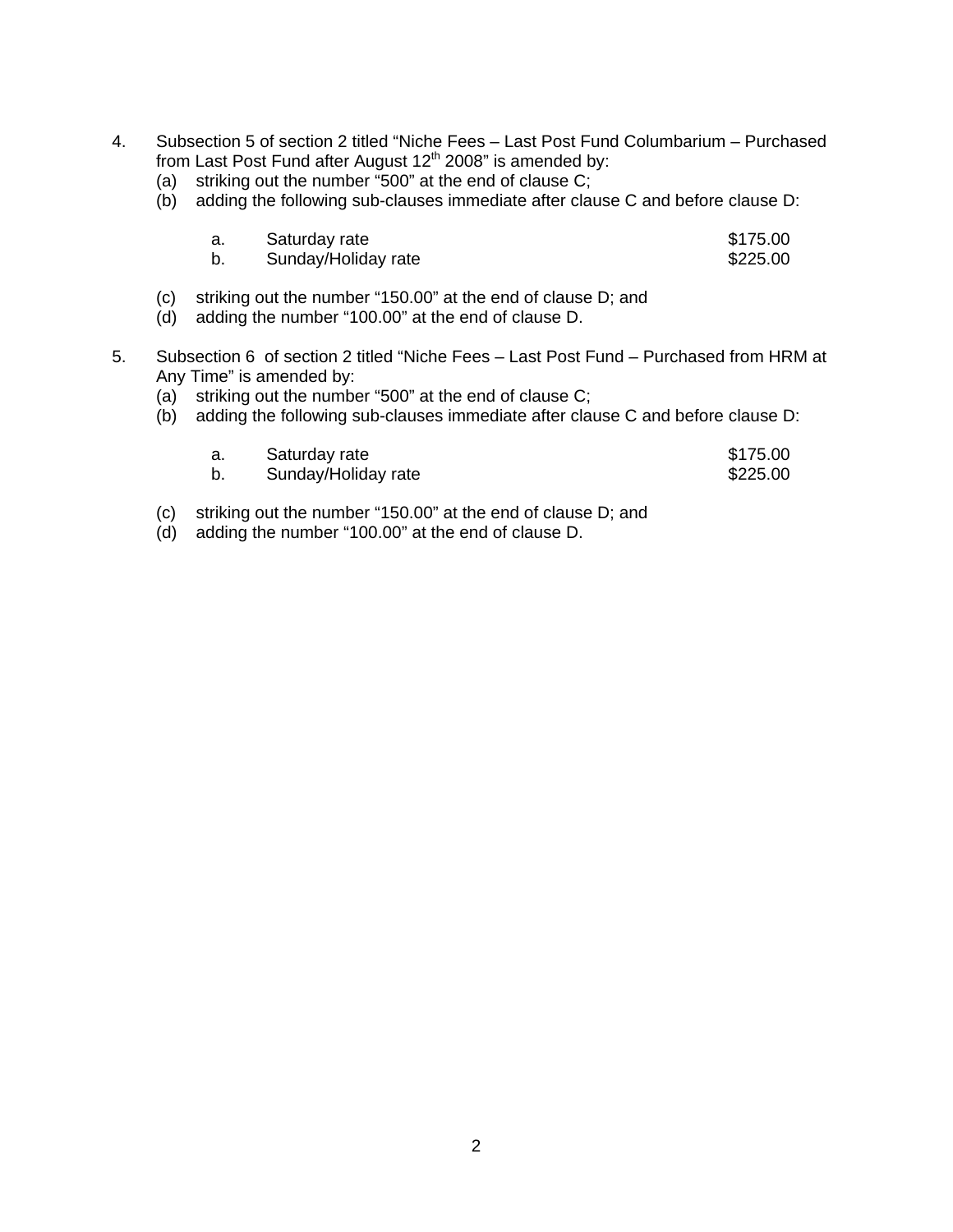4. Subsection 5 of section 2 titled "Niche Fees – Last Post Fund Columbarium – Purchased from Last Post Fund after August 12th 2008" is amended by:
   (a) striking out the number "500" at the end of clause C;
   (b) adding the following sub-clauses immediate after clause C and before clause D:

   | | | |
   |---|---|---|
   | a. | Saturday rate | $175.00 |
   | b. | Sunday/Holiday rate | $225.00 |

   (c) striking out the number "150.00" at the end of clause D; and
   (d) adding the number "100.00" at the end of clause D.

5. Subsection 6 of section 2 titled "Niche Fees – Last Post Fund – Purchased from HRM at Any Time" is amended by:
   (a) striking out the number "500" at the end of clause C;
   (b) adding the following sub-clauses immediate after clause C and before clause D:

   | | | |
   |---|---|---|
   | a. | Saturday rate | $175.00 |
   | b. | Sunday/Holiday rate | $225.00 |

   (c) striking out the number "150.00" at the end of clause D; and
   (d) adding the number "100.00" at the end of clause D.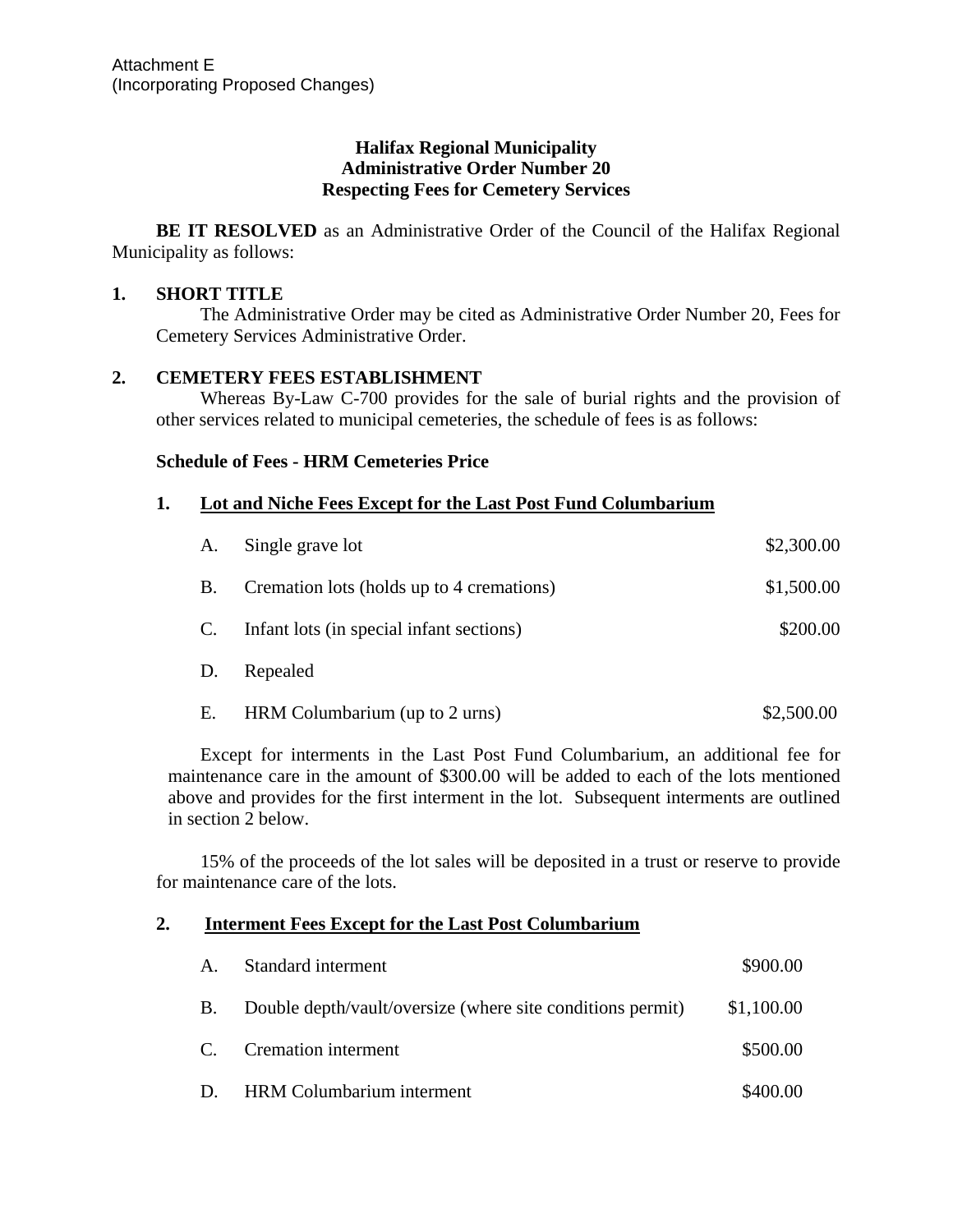Attachment E
(Incorporating Proposed Changes)

**Halifax Regional Municipality**
**Administrative Order Number 20**
**Respecting Fees for Cemetery Services**

**BE IT RESOLVED** as an Administrative Order of the Council of the Halifax Regional Municipality as follows:

## 1. SHORT TITLE

The Administrative Order may be cited as Administrative Order Number 20, Fees for Cemetery Services Administrative Order.

## 2. CEMETERY FEES ESTABLISHMENT

Whereas By-Law C-700 provides for the sale of burial rights and the provision of other services related to municipal cemeteries, the schedule of fees is as follows:

**Schedule of Fees - HRM Cemeteries Price**

### 1. Lot and Niche Fees Except for the Last Post Fund Columbarium

| | | |
|---|---|---|
| A. | Single grave lot | $2,300.00 |
| B. | Cremation lots (holds up to 4 cremations) | $1,500.00 |
| C. | Infant lots (in special infant sections) | $200.00 |
| D. | Repealed | |
| E. | HRM Columbarium (up to 2 urns) | $2,500.00 |

Except for interments in the Last Post Fund Columbarium, an additional fee for maintenance care in the amount of $300.00 will be added to each of the lots mentioned above and provides for the first interment in the lot. Subsequent interments are outlined in section 2 below.

15% of the proceeds of the lot sales will be deposited in a trust or reserve to provide for maintenance care of the lots.

### 2. Interment Fees Except for the Last Post Columbarium

| | | |
|---|---|---|
| A. | Standard interment | $900.00 |
| B. | Double depth/vault/oversize (where site conditions permit) | $1,100.00 |
| C. | Cremation interment | $500.00 |
| D. | HRM Columbarium interment | $400.00 |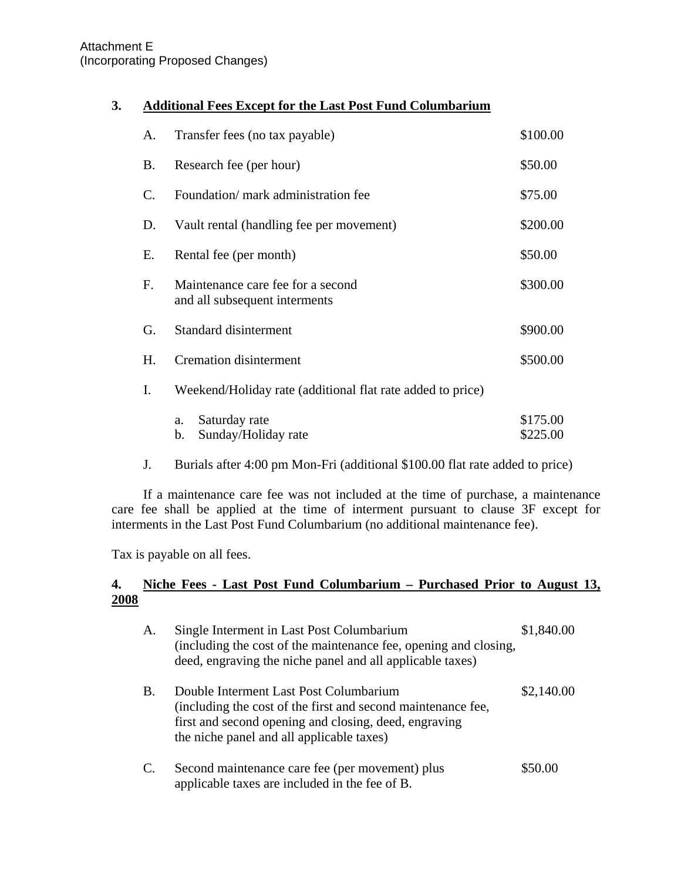Attachment E
(Incorporating Proposed Changes)

## 3. Additional Fees Except for the Last Post Fund Columbarium

| | | |
|---|---|---|
| A. | Transfer fees (no tax payable) | $100.00 |
| B. | Research fee (per hour) | $50.00 |
| C. | Foundation/ mark administration fee | $75.00 |
| D. | Vault rental (handling fee per movement) | $200.00 |
| E. | Rental fee (per month) | $50.00 |
| F. | Maintenance care fee for a second and all subsequent interments | $300.00 |
| G. | Standard disinterment | $900.00 |
| H. | Cremation disinterment | $500.00 |
| I. | Weekend/Holiday rate (additional flat rate added to price) | |
| | a. Saturday rate | $175.00 |
| | b. Sunday/Holiday rate | $225.00 |
| J. | Burials after 4:00 pm Mon-Fri (additional $100.00 flat rate added to price) | |

If a maintenance care fee was not included at the time of purchase, a maintenance care fee shall be applied at the time of interment pursuant to clause 3F except for interments in the Last Post Fund Columbarium (no additional maintenance fee).

Tax is payable on all fees.

## 4. Niche Fees - Last Post Fund Columbarium – Purchased Prior to August 13, 2008

| | | |
|---|---|---|
| A. | Single Interment in Last Post Columbarium (including the cost of the maintenance fee, opening and closing, deed, engraving the niche panel and all applicable taxes) | $1,840.00 |
| B. | Double Interment Last Post Columbarium (including the cost of the first and second maintenance fee, first and second opening and closing, deed, engraving the niche panel and all applicable taxes) | $2,140.00 |
| C. | Second maintenance care fee (per movement) plus applicable taxes are included in the fee of B. | $50.00 |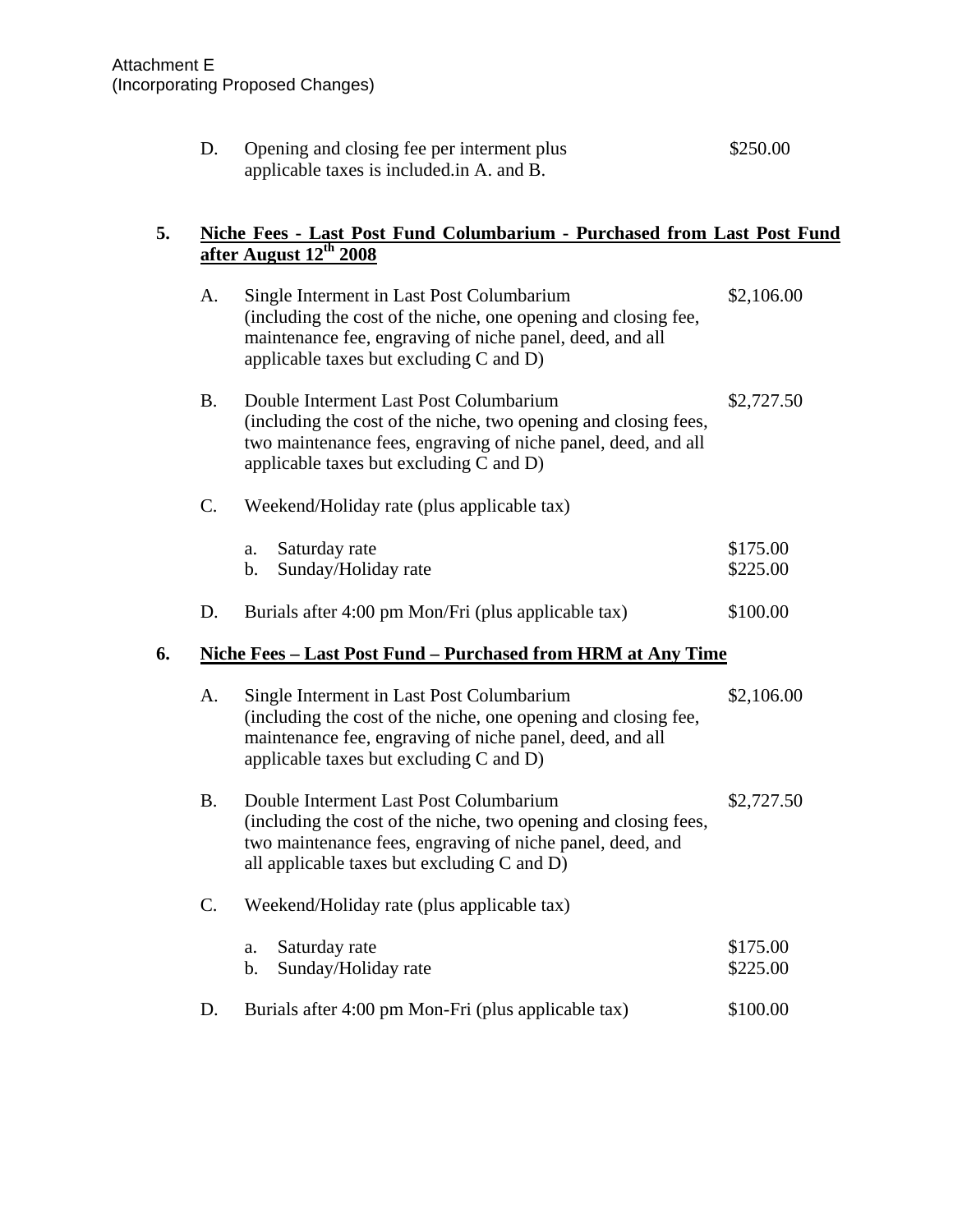Attachment E
(Incorporating Proposed Changes)

D. Opening and closing fee per interment plus applicable taxes is included.in A. and B. — $250.00

**5. Niche Fees - Last Post Fund Columbarium - Purchased from Last Post Fund after August 12th 2008**

A. Single Interment in Last Post Columbarium (including the cost of the niche, one opening and closing fee, maintenance fee, engraving of niche panel, deed, and all applicable taxes but excluding C and D) — $2,106.00

B. Double Interment Last Post Columbarium (including the cost of the niche, two opening and closing fees, two maintenance fees, engraving of niche panel, deed, and all applicable taxes but excluding C and D) — $2,727.50

C. Weekend/Holiday rate (plus applicable tax)

   a. Saturday rate — $175.00
   b. Sunday/Holiday rate — $225.00

D. Burials after 4:00 pm Mon/Fri (plus applicable tax) — $100.00

**6. Niche Fees – Last Post Fund – Purchased from HRM at Any Time**

A. Single Interment in Last Post Columbarium (including the cost of the niche, one opening and closing fee, maintenance fee, engraving of niche panel, deed, and all applicable taxes but excluding C and D) — $2,106.00

B. Double Interment Last Post Columbarium (including the cost of the niche, two opening and closing fees, two maintenance fees, engraving of niche panel, deed, and all applicable taxes but excluding C and D) — $2,727.50

C. Weekend/Holiday rate (plus applicable tax)

   a. Saturday rate — $175.00
   b. Sunday/Holiday rate — $225.00

D. Burials after 4:00 pm Mon-Fri (plus applicable tax) — $100.00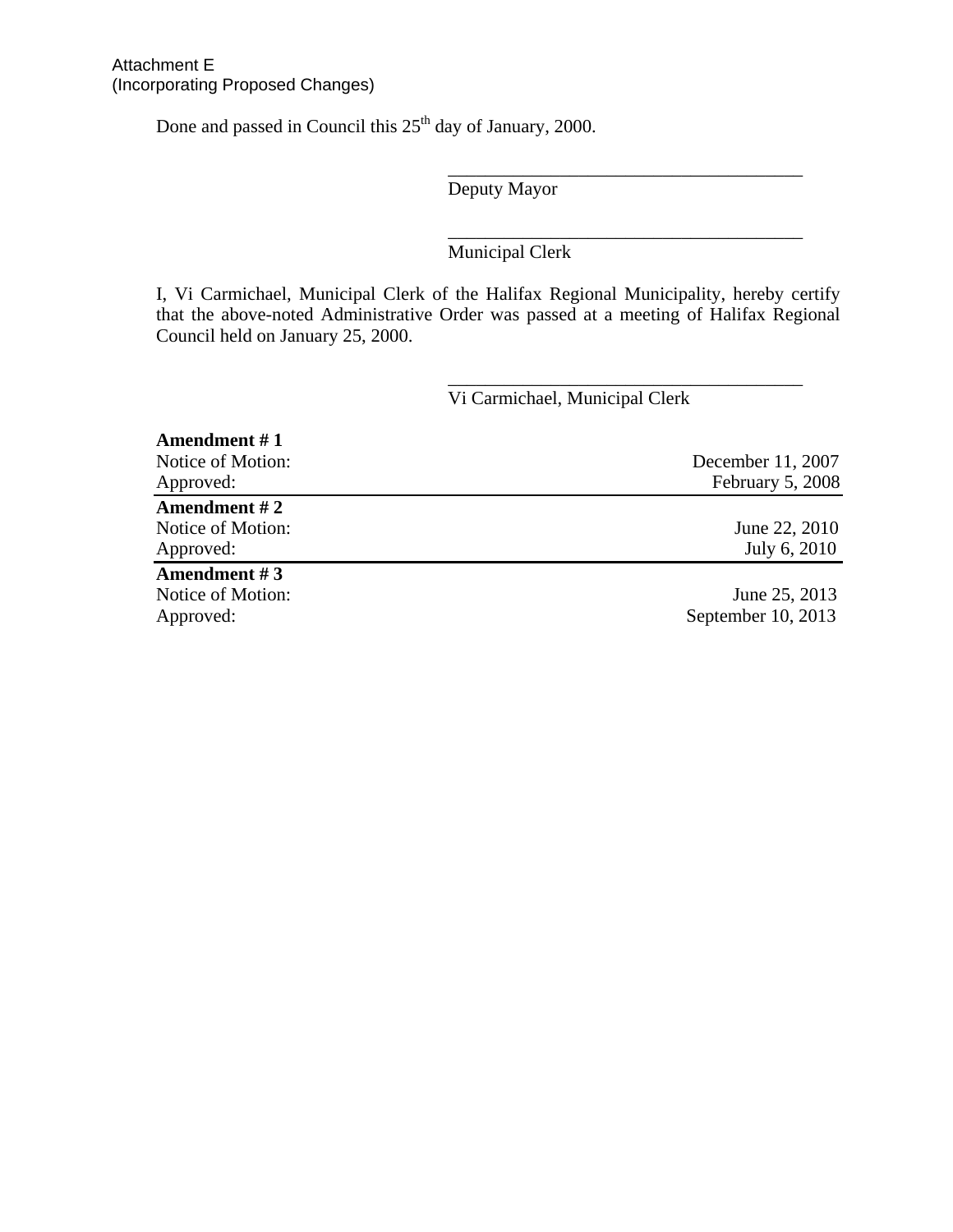Attachment E
(Incorporating Proposed Changes)

Done and passed in Council this 25th day of January, 2000.

\_\_\_\_\_\_\_\_\_\_\_\_\_\_\_\_\_\_\_\_\_\_\_\_\_\_\_\_\_\_\_\_\_\_\_\_\_\_\_
Deputy Mayor

\_\_\_\_\_\_\_\_\_\_\_\_\_\_\_\_\_\_\_\_\_\_\_\_\_\_\_\_\_\_\_\_\_\_\_\_\_\_\_
Municipal Clerk

I, Vi Carmichael, Municipal Clerk of the Halifax Regional Municipality, hereby certify that the above-noted Administrative Order was passed at a meeting of Halifax Regional Council held on January 25, 2000.

\_\_\_\_\_\_\_\_\_\_\_\_\_\_\_\_\_\_\_\_\_\_\_\_\_\_\_\_\_\_\_\_\_\_\_\_\_\_\_
Vi Carmichael, Municipal Clerk

| **Amendment # 1** | |
|---|---|
| Notice of Motion: | December 11, 2007 |
| Approved: | February 5, 2008 |
| **Amendment # 2** | |
| Notice of Motion: | June 22, 2010 |
| Approved: | July 6, 2010 |
| **Amendment # 3** | |
| Notice of Motion: | June 25, 2013 |
| Approved: | September 10, 2013 |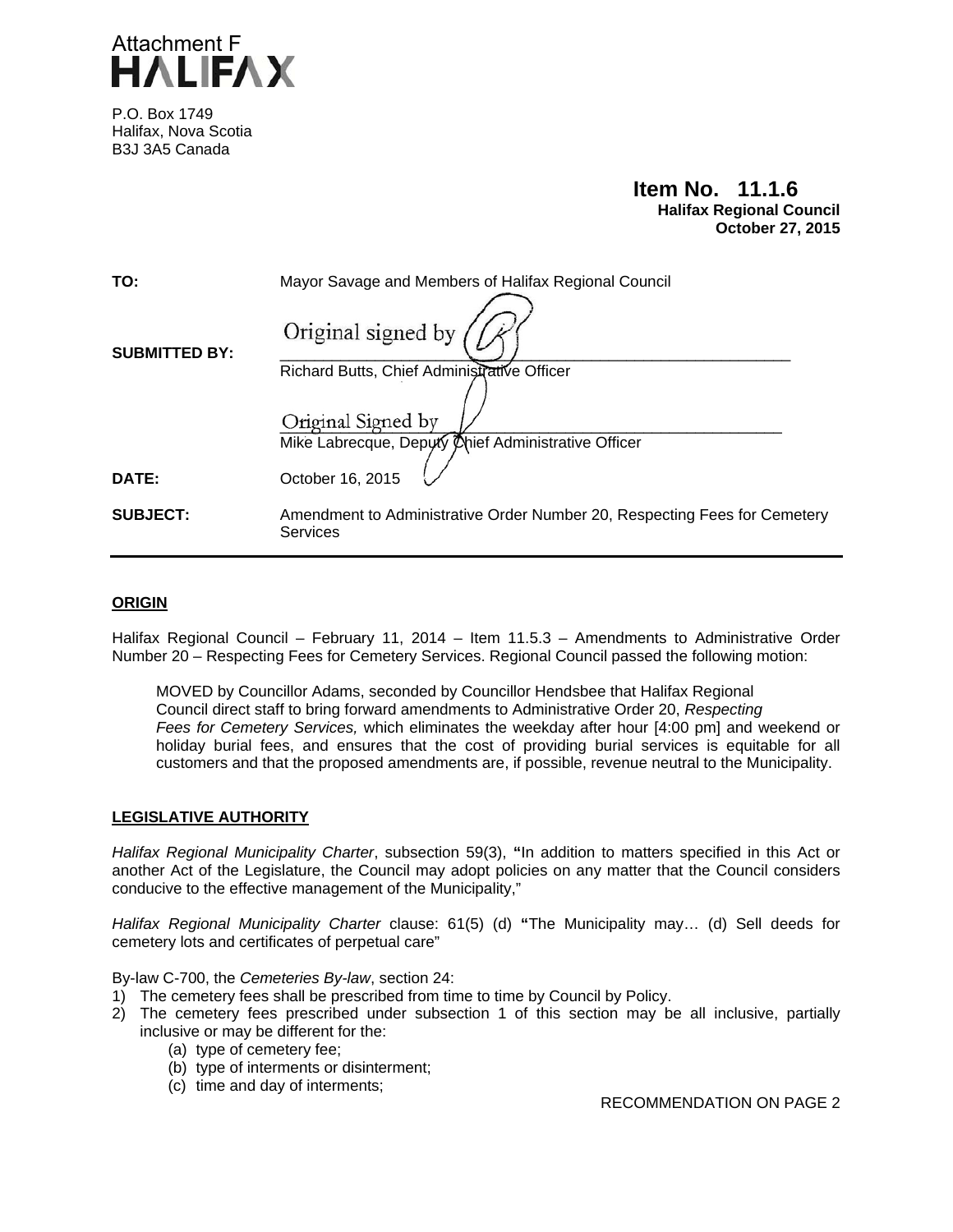Attachment F

**HALIFAX**

P.O. Box 1749
Halifax, Nova Scotia
B3J 3A5 Canada

**Item No. 11.1.6**
**Halifax Regional Council**
**October 27, 2015**

| | |
|---|---|
| **TO:** | Mayor Savage and Members of Halifax Regional Council |
| **SUBMITTED BY:** | Original signed by<br>Richard Butts, Chief Administrative Officer<br><br>Original Signed by<br>Mike Labrecque, Deputy Chief Administrative Officer |
| **DATE:** | October 16, 2015 |
| **SUBJECT:** | Amendment to Administrative Order Number 20, Respecting Fees for Cemetery Services |

## ORIGIN

Halifax Regional Council – February 11, 2014 – Item 11.5.3 – Amendments to Administrative Order Number 20 – Respecting Fees for Cemetery Services. Regional Council passed the following motion:

> MOVED by Councillor Adams, seconded by Councillor Hendsbee that Halifax Regional Council direct staff to bring forward amendments to Administrative Order 20, *Respecting Fees for Cemetery Services,* which eliminates the weekday after hour [4:00 pm] and weekend or holiday burial fees, and ensures that the cost of providing burial services is equitable for all customers and that the proposed amendments are, if possible, revenue neutral to the Municipality.

## LEGISLATIVE AUTHORITY

*Halifax Regional Municipality Charter*, subsection 59(3), **"**In addition to matters specified in this Act or another Act of the Legislature, the Council may adopt policies on any matter that the Council considers conducive to the effective management of the Municipality,"

*Halifax Regional Municipality Charter* clause: 61(5) (d) **"**The Municipality may… (d) Sell deeds for cemetery lots and certificates of perpetual care"

By-law C-700, the *Cemeteries By-law*, section 24:

1) The cemetery fees shall be prescribed from time to time by Council by Policy.
2) The cemetery fees prescribed under subsection 1 of this section may be all inclusive, partially inclusive or may be different for the:
   (a) type of cemetery fee;
   (b) type of interments or disinterment;
   (c) time and day of interments;

RECOMMENDATION ON PAGE 2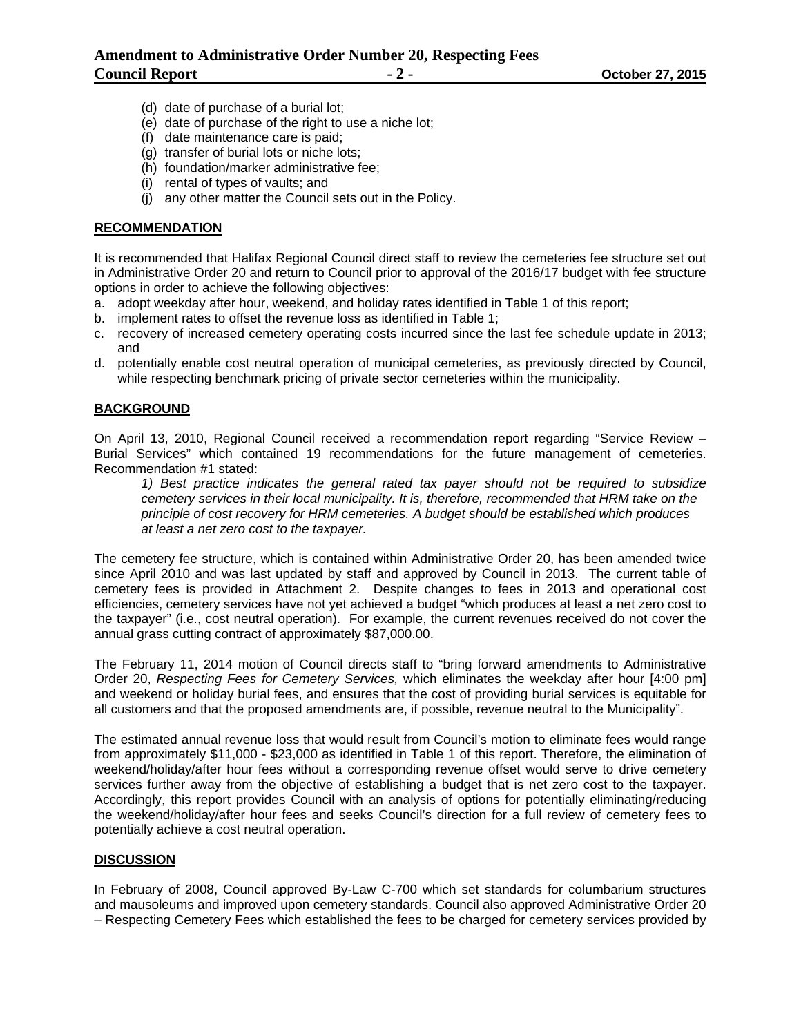(d) date of purchase of a burial lot;
(e) date of purchase of the right to use a niche lot;
(f) date maintenance care is paid;
(g) transfer of burial lots or niche lots;
(h) foundation/marker administrative fee;
(i) rental of types of vaults; and
(j) any other matter the Council sets out in the Policy.

## RECOMMENDATION

It is recommended that Halifax Regional Council direct staff to review the cemeteries fee structure set out in Administrative Order 20 and return to Council prior to approval of the 2016/17 budget with fee structure options in order to achieve the following objectives:

a. adopt weekday after hour, weekend, and holiday rates identified in Table 1 of this report;
b. implement rates to offset the revenue loss as identified in Table 1;
c. recovery of increased cemetery operating costs incurred since the last fee schedule update in 2013; and
d. potentially enable cost neutral operation of municipal cemeteries, as previously directed by Council, while respecting benchmark pricing of private sector cemeteries within the municipality.

## BACKGROUND

On April 13, 2010, Regional Council received a recommendation report regarding "Service Review – Burial Services" which contained 19 recommendations for the future management of cemeteries. Recommendation #1 stated:

> *1) Best practice indicates the general rated tax payer should not be required to subsidize cemetery services in their local municipality. It is, therefore, recommended that HRM take on the principle of cost recovery for HRM cemeteries. A budget should be established which produces at least a net zero cost to the taxpayer.*

The cemetery fee structure, which is contained within Administrative Order 20, has been amended twice since April 2010 and was last updated by staff and approved by Council in 2013. The current table of cemetery fees is provided in Attachment 2. Despite changes to fees in 2013 and operational cost efficiencies, cemetery services have not yet achieved a budget "which produces at least a net zero cost to the taxpayer" (i.e., cost neutral operation). For example, the current revenues received do not cover the annual grass cutting contract of approximately $87,000.00.

The February 11, 2014 motion of Council directs staff to "bring forward amendments to Administrative Order 20, *Respecting Fees for Cemetery Services,* which eliminates the weekday after hour [4:00 pm] and weekend or holiday burial fees, and ensures that the cost of providing burial services is equitable for all customers and that the proposed amendments are, if possible, revenue neutral to the Municipality".

The estimated annual revenue loss that would result from Council's motion to eliminate fees would range from approximately $11,000 - $23,000 as identified in Table 1 of this report. Therefore, the elimination of weekend/holiday/after hour fees without a corresponding revenue offset would serve to drive cemetery services further away from the objective of establishing a budget that is net zero cost to the taxpayer. Accordingly, this report provides Council with an analysis of options for potentially eliminating/reducing the weekend/holiday/after hour fees and seeks Council's direction for a full review of cemetery fees to potentially achieve a cost neutral operation.

## DISCUSSION

In February of 2008, Council approved By-Law C-700 which set standards for columbarium structures and mausoleums and improved upon cemetery standards. Council also approved Administrative Order 20 – Respecting Cemetery Fees which established the fees to be charged for cemetery services provided by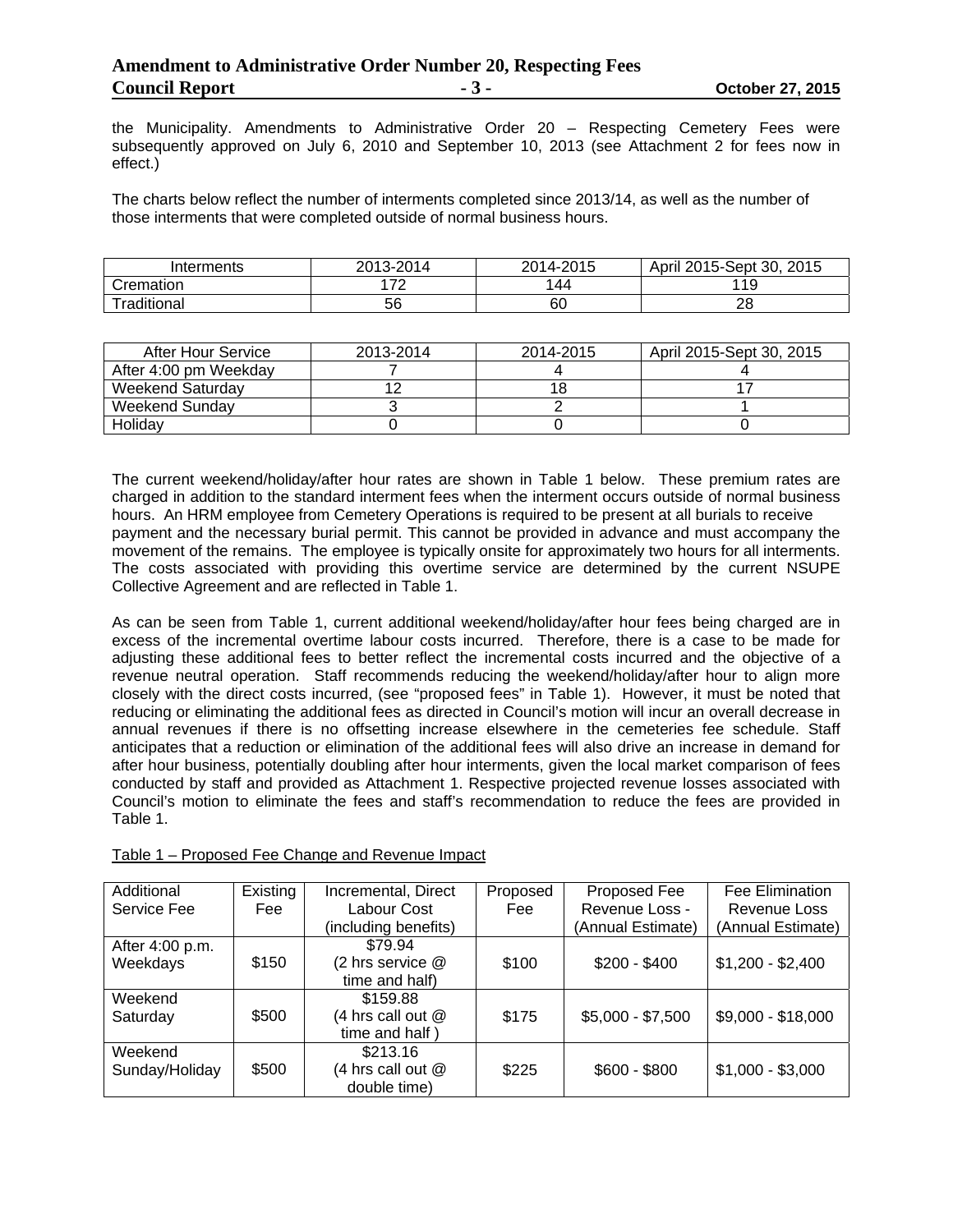the Municipality. Amendments to Administrative Order 20 – Respecting Cemetery Fees were subsequently approved on July 6, 2010 and September 10, 2013 (see Attachment 2 for fees now in effect.)

The charts below reflect the number of interments completed since 2013/14, as well as the number of those interments that were completed outside of normal business hours.

| Interments | 2013-2014 | 2014-2015 | April 2015-Sept 30, 2015 |
|---|---|---|---|
| Cremation | 172 | 144 | 119 |
| Traditional | 56 | 60 | 28 |

| After Hour Service | 2013-2014 | 2014-2015 | April 2015-Sept 30, 2015 |
|---|---|---|---|
| After 4:00 pm Weekday | 7 | 4 | 4 |
| Weekend Saturday | 12 | 18 | 17 |
| Weekend Sunday | 3 | 2 | 1 |
| Holiday | 0 | 0 | 0 |

The current weekend/holiday/after hour rates are shown in Table 1 below. These premium rates are charged in addition to the standard interment fees when the interment occurs outside of normal business hours. An HRM employee from Cemetery Operations is required to be present at all burials to receive payment and the necessary burial permit. This cannot be provided in advance and must accompany the movement of the remains. The employee is typically onsite for approximately two hours for all interments. The costs associated with providing this overtime service are determined by the current NSUPE Collective Agreement and are reflected in Table 1.

As can be seen from Table 1, current additional weekend/holiday/after hour fees being charged are in excess of the incremental overtime labour costs incurred. Therefore, there is a case to be made for adjusting these additional fees to better reflect the incremental costs incurred and the objective of a revenue neutral operation. Staff recommends reducing the weekend/holiday/after hour to align more closely with the direct costs incurred, (see "proposed fees" in Table 1). However, it must be noted that reducing or eliminating the additional fees as directed in Council's motion will incur an overall decrease in annual revenues if there is no offsetting increase elsewhere in the cemeteries fee schedule. Staff anticipates that a reduction or elimination of the additional fees will also drive an increase in demand for after hour business, potentially doubling after hour interments, given the local market comparison of fees conducted by staff and provided as Attachment 1. Respective projected revenue losses associated with Council's motion to eliminate the fees and staff's recommendation to reduce the fees are provided in Table 1.

Table 1 – Proposed Fee Change and Revenue Impact

| Additional Service Fee | Existing Fee | Incremental, Direct Labour Cost (including benefits) | Proposed Fee | Proposed Fee Revenue Loss - (Annual Estimate) | Fee Elimination Revenue Loss (Annual Estimate) |
|---|---|---|---|---|---|
| After 4:00 p.m. Weekdays | $150 | $79.94 (2 hrs service @ time and half) | $100 | $200 - $400 | $1,200 - $2,400 |
| Weekend Saturday | $500 | $159.88 (4 hrs call out @ time and half ) | $175 | $5,000 - $7,500 | $9,000 - $18,000 |
| Weekend Sunday/Holiday | $500 | $213.16 (4 hrs call out @ double time) | $225 | $600 - $800 | $1,000 - $3,000 |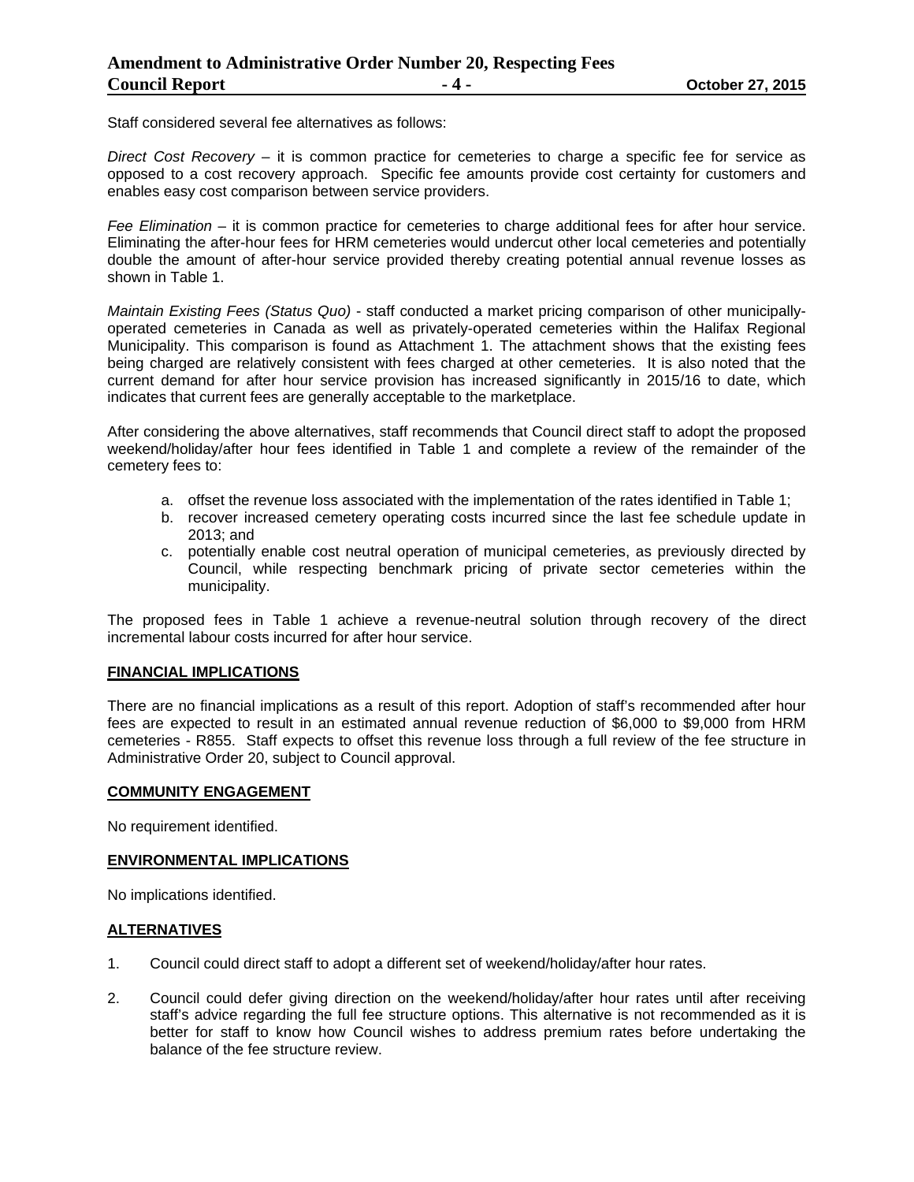Staff considered several fee alternatives as follows:

*Direct Cost Recovery* – it is common practice for cemeteries to charge a specific fee for service as opposed to a cost recovery approach. Specific fee amounts provide cost certainty for customers and enables easy cost comparison between service providers.

*Fee Elimination* – it is common practice for cemeteries to charge additional fees for after hour service. Eliminating the after-hour fees for HRM cemeteries would undercut other local cemeteries and potentially double the amount of after-hour service provided thereby creating potential annual revenue losses as shown in Table 1.

*Maintain Existing Fees (Status Quo)* - staff conducted a market pricing comparison of other municipally-operated cemeteries in Canada as well as privately-operated cemeteries within the Halifax Regional Municipality. This comparison is found as Attachment 1. The attachment shows that the existing fees being charged are relatively consistent with fees charged at other cemeteries. It is also noted that the current demand for after hour service provision has increased significantly in 2015/16 to date, which indicates that current fees are generally acceptable to the marketplace.

After considering the above alternatives, staff recommends that Council direct staff to adopt the proposed weekend/holiday/after hour fees identified in Table 1 and complete a review of the remainder of the cemetery fees to:

a. offset the revenue loss associated with the implementation of the rates identified in Table 1;
b. recover increased cemetery operating costs incurred since the last fee schedule update in 2013; and
c. potentially enable cost neutral operation of municipal cemeteries, as previously directed by Council, while respecting benchmark pricing of private sector cemeteries within the municipality.

The proposed fees in Table 1 achieve a revenue-neutral solution through recovery of the direct incremental labour costs incurred for after hour service.

## FINANCIAL IMPLICATIONS

There are no financial implications as a result of this report. Adoption of staff's recommended after hour fees are expected to result in an estimated annual revenue reduction of $6,000 to $9,000 from HRM cemeteries - R855. Staff expects to offset this revenue loss through a full review of the fee structure in Administrative Order 20, subject to Council approval.

## COMMUNITY ENGAGEMENT

No requirement identified.

## ENVIRONMENTAL IMPLICATIONS

No implications identified.

## ALTERNATIVES

1. Council could direct staff to adopt a different set of weekend/holiday/after hour rates.

2. Council could defer giving direction on the weekend/holiday/after hour rates until after receiving staff's advice regarding the full fee structure options. This alternative is not recommended as it is better for staff to know how Council wishes to address premium rates before undertaking the balance of the fee structure review.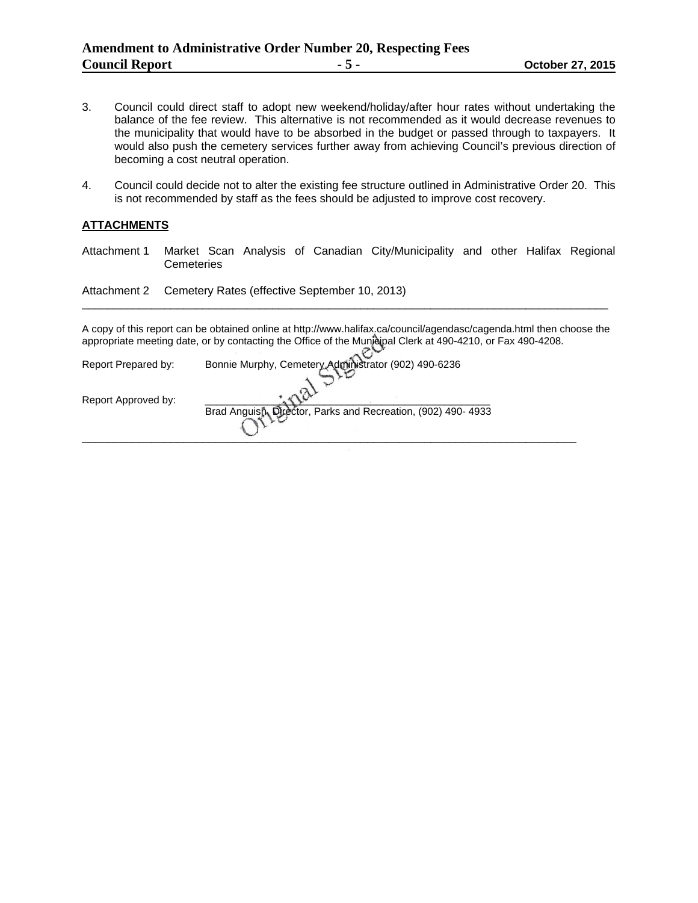3. Council could direct staff to adopt new weekend/holiday/after hour rates without undertaking the balance of the fee review. This alternative is not recommended as it would decrease revenues to the municipality that would have to be absorbed in the budget or passed through to taxpayers. It would also push the cemetery services further away from achieving Council's previous direction of becoming a cost neutral operation.

4. Council could decide not to alter the existing fee structure outlined in Administrative Order 20. This is not recommended by staff as the fees should be adjusted to improve cost recovery.

## ATTACHMENTS

Attachment 1 Market Scan Analysis of Canadian City/Municipality and other Halifax Regional Cemeteries

Attachment 2 Cemetery Rates (effective September 10, 2013)

---

A copy of this report can be obtained online at http://www.halifax.ca/council/agendasc/cagenda.html then choose the appropriate meeting date, or by contacting the Office of the Municipal Clerk at 490-4210, or Fax 490-4208.

Report Prepared by: Bonnie Murphy, Cemetery Administrator (902) 490-6236

Report Approved by: Original Signed
Brad Anguish, Director, Parks and Recreation, (902) 490- 4933

---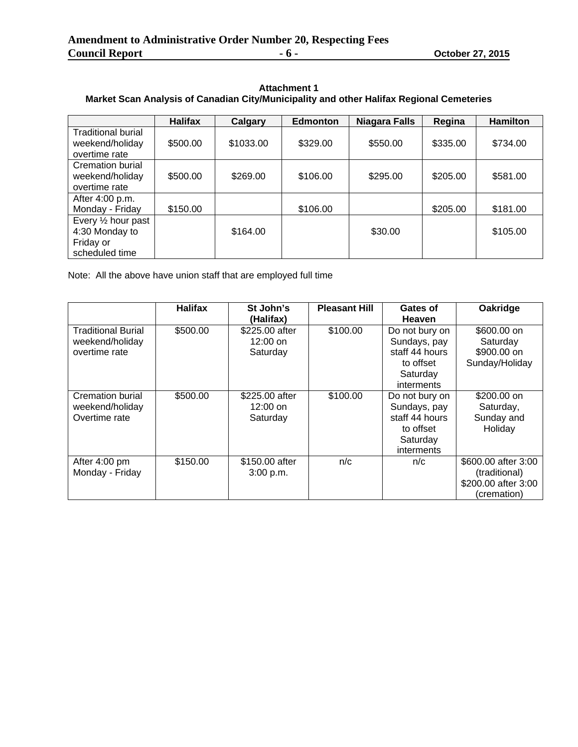**Attachment 1**
**Market Scan Analysis of Canadian City/Municipality and other Halifax Regional Cemeteries**

| | Halifax | Calgary | Edmonton | Niagara Falls | Regina | Hamilton |
|---|---|---|---|---|---|---|
| Traditional burial weekend/holiday overtime rate | $500.00 | $1033.00 | $329.00 | $550.00 | $335.00 | $734.00 |
| Cremation burial weekend/holiday overtime rate | $500.00 | $269.00 | $106.00 | $295.00 | $205.00 | $581.00 |
| After 4:00 p.m. Monday - Friday | $150.00 | | $106.00 | | $205.00 | $181.00 |
| Every ½ hour past 4:30 Monday to Friday or scheduled time | | $164.00 | | $30.00 | | $105.00 |

Note: All the above have union staff that are employed full time

| | Halifax | St John's (Halifax) | Pleasant Hill | Gates of Heaven | Oakridge |
|---|---|---|---|---|---|
| Traditional Burial weekend/holiday overtime rate | $500.00 | $225.00 after 12:00 on Saturday | $100.00 | Do not bury on Sundays, pay staff 44 hours to offset Saturday interments | $600.00 on Saturday $900.00 on Sunday/Holiday |
| Cremation burial weekend/holiday Overtime rate | $500.00 | $225.00 after 12:00 on Saturday | $100.00 | Do not bury on Sundays, pay staff 44 hours to offset Saturday interments | $200.00 on Saturday, Sunday and Holiday |
| After 4:00 pm Monday - Friday | $150.00 | $150.00 after 3:00 p.m. | n/c | n/c | $600.00 after 3:00 (traditional) $200.00 after 3:00 (cremation) |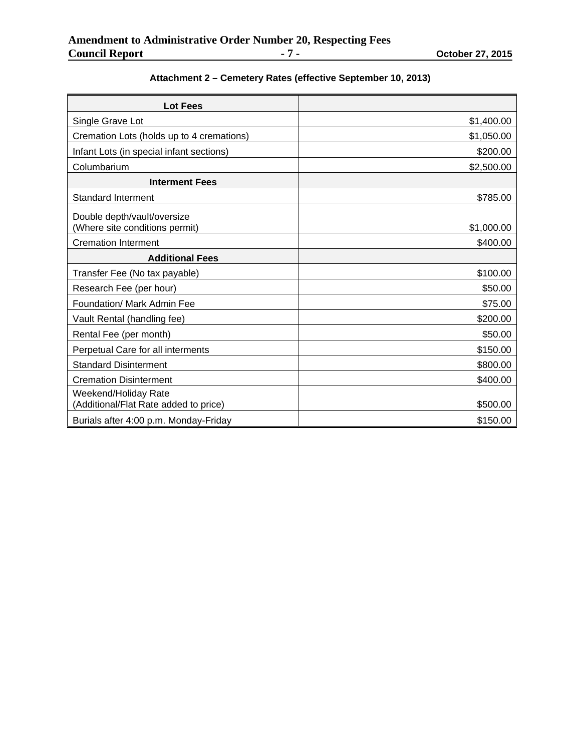**Attachment 2 – Cemetery Rates (effective September 10, 2013)**

| | |
|---|---|
| **Lot Fees** | |
| Single Grave Lot | $1,400.00 |
| Cremation Lots (holds up to 4 cremations) | $1,050.00 |
| Infant Lots (in special infant sections) | $200.00 |
| Columbarium | $2,500.00 |
| **Interment Fees** | |
| Standard Interment | $785.00 |
| Double depth/vault/oversize (Where site conditions permit) | $1,000.00 |
| Cremation Interment | $400.00 |
| **Additional Fees** | |
| Transfer Fee (No tax payable) | $100.00 |
| Research Fee (per hour) | $50.00 |
| Foundation/ Mark Admin Fee | $75.00 |
| Vault Rental (handling fee) | $200.00 |
| Rental Fee (per month) | $50.00 |
| Perpetual Care for all interments | $150.00 |
| Standard Disinterment | $800.00 |
| Cremation Disinterment | $400.00 |
| Weekend/Holiday Rate (Additional/Flat Rate added to price) | $500.00 |
| Burials after 4:00 p.m. Monday-Friday | $150.00 |